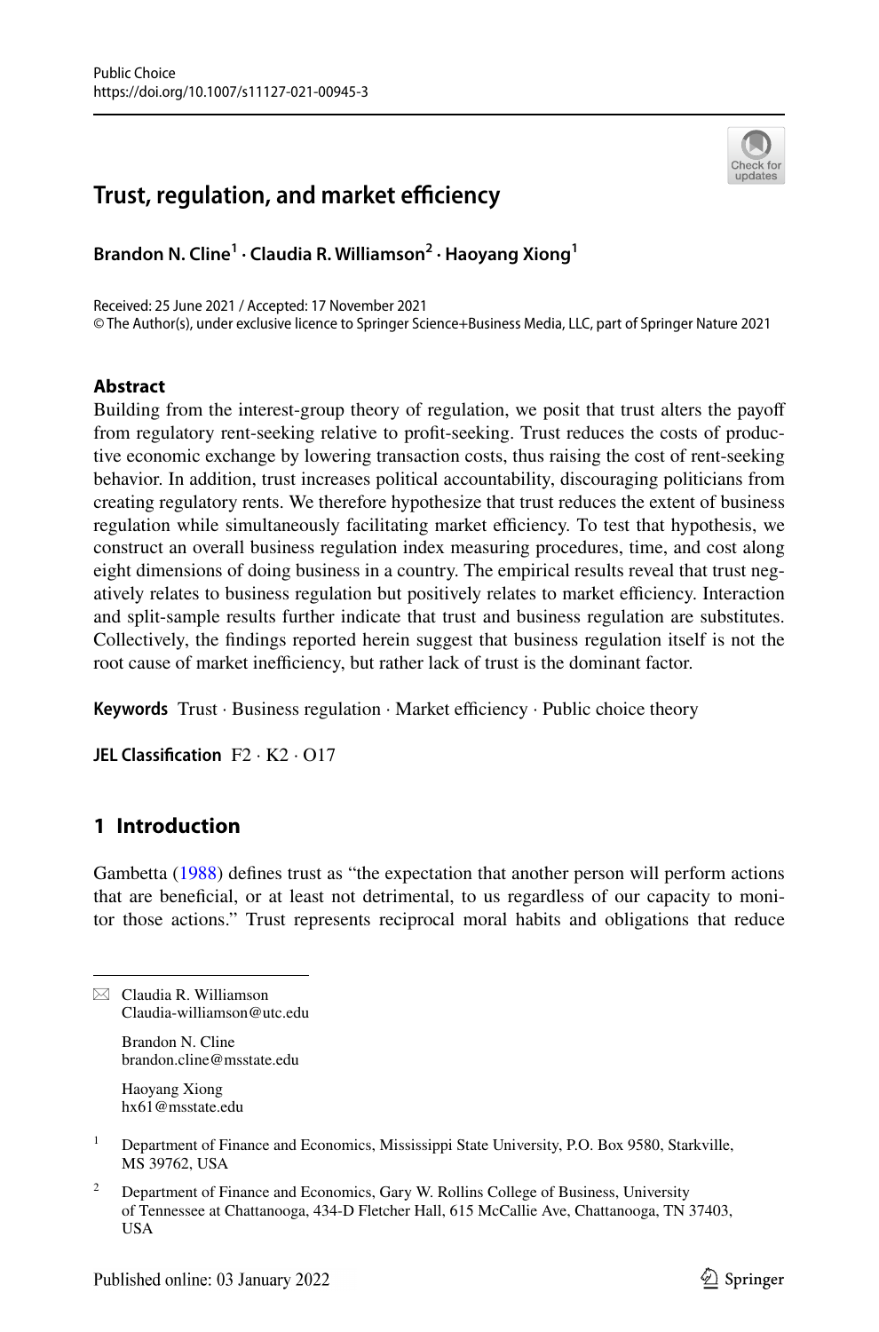Public Choice
https://doi.org/10.1007/s11127-021-00945-3

# Trust, regulation, and market efficiency

**Brandon N. Cline[1] · Claudia R. Williamson[2] · Haoyang Xiong[1]**

Received: 25 June 2021 / Accepted: 17 November 2021
© The Author(s), under exclusive licence to Springer Science+Business Media, LLC, part of Springer Nature 2021

### Abstract

Building from the interest-group theory of regulation, we posit that trust alters the payoff from regulatory rent-seeking relative to profit-seeking. Trust reduces the costs of productive economic exchange by lowering transaction costs, thus raising the cost of rent-seeking behavior. In addition, trust increases political accountability, discouraging politicians from creating regulatory rents. We therefore hypothesize that trust reduces the extent of business regulation while simultaneously facilitating market efficiency. To test that hypothesis, we construct an overall business regulation index measuring procedures, time, and cost along eight dimensions of doing business in a country. The empirical results reveal that trust negatively relates to business regulation but positively relates to market efficiency. Interaction and split-sample results further indicate that trust and business regulation are substitutes. Collectively, the findings reported herein suggest that business regulation itself is not the root cause of market inefficiency, but rather lack of trust is the dominant factor.

**Keywords** Trust · Business regulation · Market efficiency · Public choice theory

**JEL Classification** F2 · K2 · O17

## 1 Introduction

Gambetta (1988) defines trust as "the expectation that another person will perform actions that are beneficial, or at least not detrimental, to us regardless of our capacity to monitor those actions." Trust represents reciprocal moral habits and obligations that reduce

---

✉ Claudia R. Williamson
Claudia-williamson@utc.edu

Brandon N. Cline
brandon.cline@msstate.edu

Haoyang Xiong
hx61@msstate.edu

[1] Department of Finance and Economics, Mississippi State University, P.O. Box 9580, Starkville, MS 39762, USA

[2] Department of Finance and Economics, Gary W. Rollins College of Business, University of Tennessee at Chattanooga, 434-D Fletcher Hall, 615 McCallie Ave, Chattanooga, TN 37403, USA

Published online: 03 January 2022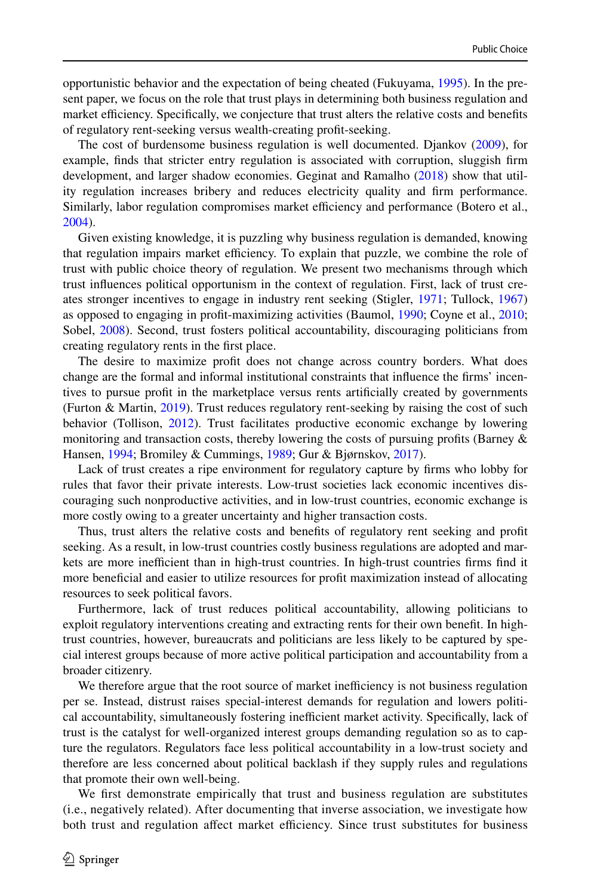opportunistic behavior and the expectation of being cheated (Fukuyama, 1995). In the present paper, we focus on the role that trust plays in determining both business regulation and market efficiency. Specifically, we conjecture that trust alters the relative costs and benefits of regulatory rent-seeking versus wealth-creating profit-seeking.

The cost of burdensome business regulation is well documented. Djankov (2009), for example, finds that stricter entry regulation is associated with corruption, sluggish firm development, and larger shadow economies. Geginat and Ramalho (2018) show that utility regulation increases bribery and reduces electricity quality and firm performance. Similarly, labor regulation compromises market efficiency and performance (Botero et al., 2004).

Given existing knowledge, it is puzzling why business regulation is demanded, knowing that regulation impairs market efficiency. To explain that puzzle, we combine the role of trust with public choice theory of regulation. We present two mechanisms through which trust influences political opportunism in the context of regulation. First, lack of trust creates stronger incentives to engage in industry rent seeking (Stigler, 1971; Tullock, 1967) as opposed to engaging in profit-maximizing activities (Baumol, 1990; Coyne et al., 2010; Sobel, 2008). Second, trust fosters political accountability, discouraging politicians from creating regulatory rents in the first place.

The desire to maximize profit does not change across country borders. What does change are the formal and informal institutional constraints that influence the firms' incentives to pursue profit in the marketplace versus rents artificially created by governments (Furton & Martin, 2019). Trust reduces regulatory rent-seeking by raising the cost of such behavior (Tollison, 2012). Trust facilitates productive economic exchange by lowering monitoring and transaction costs, thereby lowering the costs of pursuing profits (Barney & Hansen, 1994; Bromiley & Cummings, 1989; Gur & Bjørnskov, 2017).

Lack of trust creates a ripe environment for regulatory capture by firms who lobby for rules that favor their private interests. Low-trust societies lack economic incentives discouraging such nonproductive activities, and in low-trust countries, economic exchange is more costly owing to a greater uncertainty and higher transaction costs.

Thus, trust alters the relative costs and benefits of regulatory rent seeking and profit seeking. As a result, in low-trust countries costly business regulations are adopted and markets are more inefficient than in high-trust countries. In high-trust countries firms find it more beneficial and easier to utilize resources for profit maximization instead of allocating resources to seek political favors.

Furthermore, lack of trust reduces political accountability, allowing politicians to exploit regulatory interventions creating and extracting rents for their own benefit. In high-trust countries, however, bureaucrats and politicians are less likely to be captured by special interest groups because of more active political participation and accountability from a broader citizenry.

We therefore argue that the root source of market inefficiency is not business regulation per se. Instead, distrust raises special-interest demands for regulation and lowers political accountability, simultaneously fostering inefficient market activity. Specifically, lack of trust is the catalyst for well-organized interest groups demanding regulation so as to capture the regulators. Regulators face less political accountability in a low-trust society and therefore are less concerned about political backlash if they supply rules and regulations that promote their own well-being.

We first demonstrate empirically that trust and business regulation are substitutes (i.e., negatively related). After documenting that inverse association, we investigate how both trust and regulation affect market efficiency. Since trust substitutes for business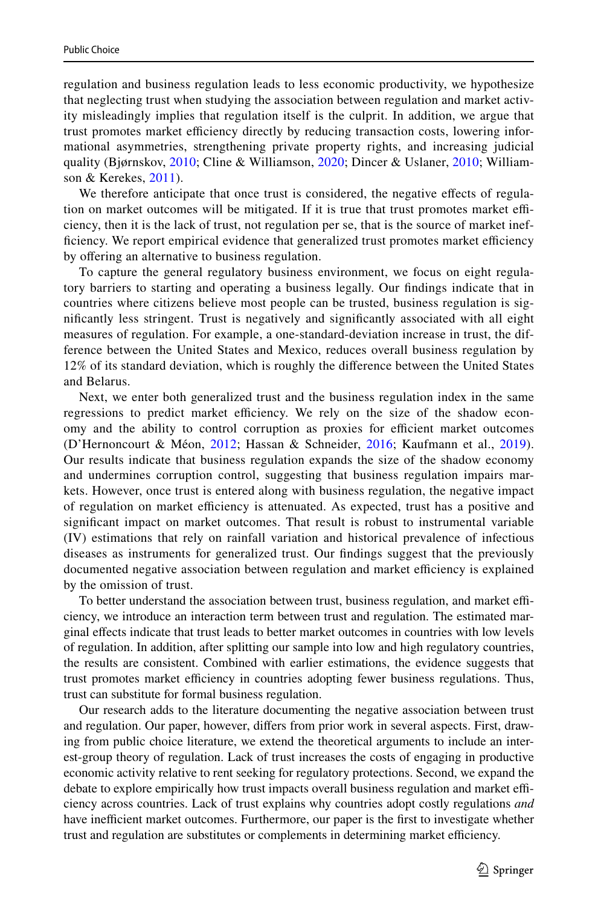regulation and business regulation leads to less economic productivity, we hypothesize that neglecting trust when studying the association between regulation and market activity misleadingly implies that regulation itself is the culprit. In addition, we argue that trust promotes market efficiency directly by reducing transaction costs, lowering informational asymmetries, strengthening private property rights, and increasing judicial quality (Bjørnskov, 2010; Cline & Williamson, 2020; Dincer & Uslaner, 2010; Williamson & Kerekes, 2011).

We therefore anticipate that once trust is considered, the negative effects of regulation on market outcomes will be mitigated. If it is true that trust promotes market efficiency, then it is the lack of trust, not regulation per se, that is the source of market inefficiency. We report empirical evidence that generalized trust promotes market efficiency by offering an alternative to business regulation.

To capture the general regulatory business environment, we focus on eight regulatory barriers to starting and operating a business legally. Our findings indicate that in countries where citizens believe most people can be trusted, business regulation is significantly less stringent. Trust is negatively and significantly associated with all eight measures of regulation. For example, a one-standard-deviation increase in trust, the difference between the United States and Mexico, reduces overall business regulation by 12% of its standard deviation, which is roughly the difference between the United States and Belarus.

Next, we enter both generalized trust and the business regulation index in the same regressions to predict market efficiency. We rely on the size of the shadow economy and the ability to control corruption as proxies for efficient market outcomes (D'Hernoncourt & Méon, 2012; Hassan & Schneider, 2016; Kaufmann et al., 2019). Our results indicate that business regulation expands the size of the shadow economy and undermines corruption control, suggesting that business regulation impairs markets. However, once trust is entered along with business regulation, the negative impact of regulation on market efficiency is attenuated. As expected, trust has a positive and significant impact on market outcomes. That result is robust to instrumental variable (IV) estimations that rely on rainfall variation and historical prevalence of infectious diseases as instruments for generalized trust. Our findings suggest that the previously documented negative association between regulation and market efficiency is explained by the omission of trust.

To better understand the association between trust, business regulation, and market efficiency, we introduce an interaction term between trust and regulation. The estimated marginal effects indicate that trust leads to better market outcomes in countries with low levels of regulation. In addition, after splitting our sample into low and high regulatory countries, the results are consistent. Combined with earlier estimations, the evidence suggests that trust promotes market efficiency in countries adopting fewer business regulations. Thus, trust can substitute for formal business regulation.

Our research adds to the literature documenting the negative association between trust and regulation. Our paper, however, differs from prior work in several aspects. First, drawing from public choice literature, we extend the theoretical arguments to include an interest-group theory of regulation. Lack of trust increases the costs of engaging in productive economic activity relative to rent seeking for regulatory protections. Second, we expand the debate to explore empirically how trust impacts overall business regulation and market efficiency across countries. Lack of trust explains why countries adopt costly regulations *and* have inefficient market outcomes. Furthermore, our paper is the first to investigate whether trust and regulation are substitutes or complements in determining market efficiency.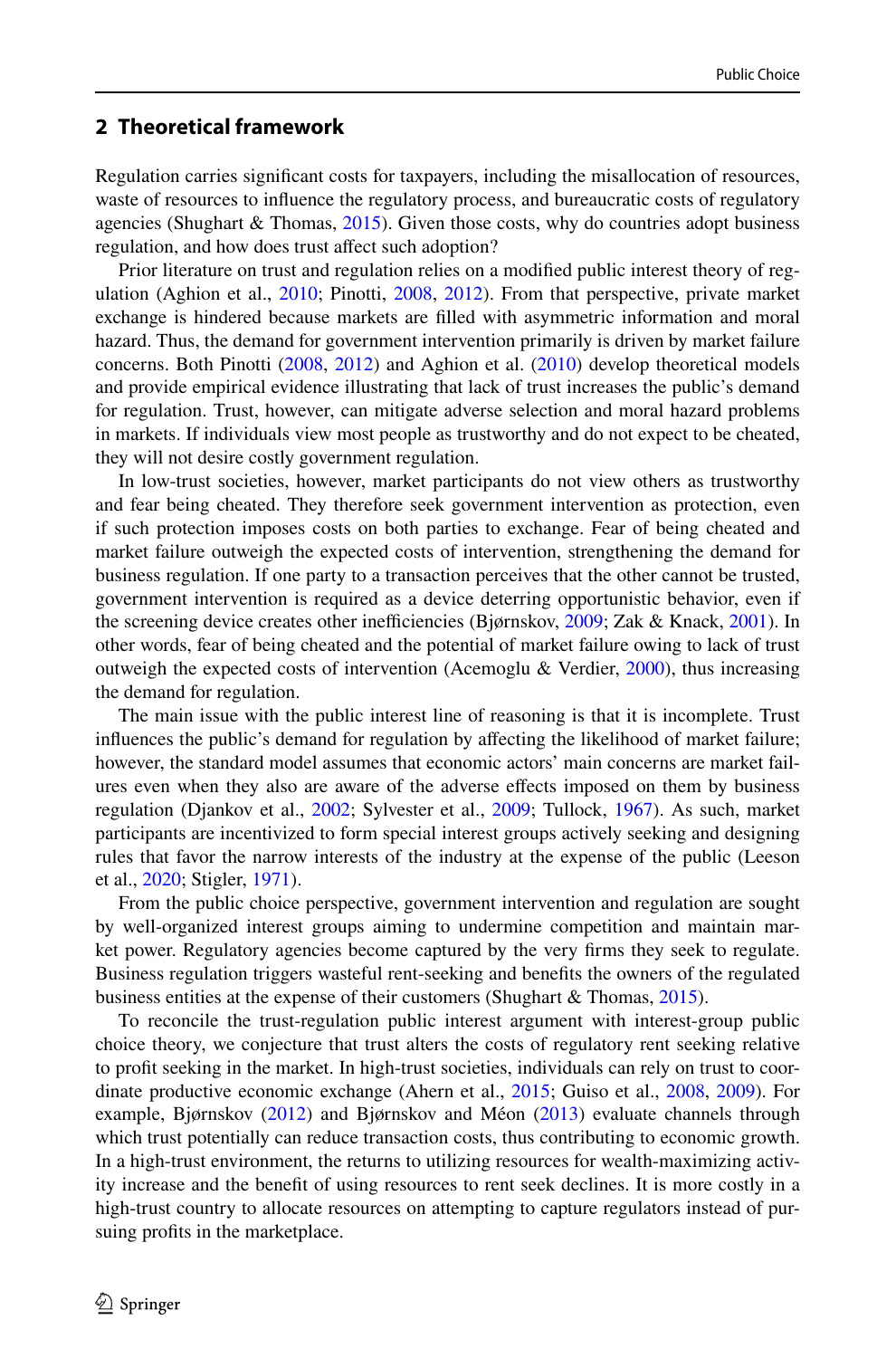## 2 Theoretical framework

Regulation carries significant costs for taxpayers, including the misallocation of resources, waste of resources to influence the regulatory process, and bureaucratic costs of regulatory agencies (Shughart & Thomas, 2015). Given those costs, why do countries adopt business regulation, and how does trust affect such adoption?

Prior literature on trust and regulation relies on a modified public interest theory of regulation (Aghion et al., 2010; Pinotti, 2008, 2012). From that perspective, private market exchange is hindered because markets are filled with asymmetric information and moral hazard. Thus, the demand for government intervention primarily is driven by market failure concerns. Both Pinotti (2008, 2012) and Aghion et al. (2010) develop theoretical models and provide empirical evidence illustrating that lack of trust increases the public's demand for regulation. Trust, however, can mitigate adverse selection and moral hazard problems in markets. If individuals view most people as trustworthy and do not expect to be cheated, they will not desire costly government regulation.

In low-trust societies, however, market participants do not view others as trustworthy and fear being cheated. They therefore seek government intervention as protection, even if such protection imposes costs on both parties to exchange. Fear of being cheated and market failure outweigh the expected costs of intervention, strengthening the demand for business regulation. If one party to a transaction perceives that the other cannot be trusted, government intervention is required as a device deterring opportunistic behavior, even if the screening device creates other inefficiencies (Bjørnskov, 2009; Zak & Knack, 2001). In other words, fear of being cheated and the potential of market failure owing to lack of trust outweigh the expected costs of intervention (Acemoglu & Verdier, 2000), thus increasing the demand for regulation.

The main issue with the public interest line of reasoning is that it is incomplete. Trust influences the public's demand for regulation by affecting the likelihood of market failure; however, the standard model assumes that economic actors' main concerns are market failures even when they also are aware of the adverse effects imposed on them by business regulation (Djankov et al., 2002; Sylvester et al., 2009; Tullock, 1967). As such, market participants are incentivized to form special interest groups actively seeking and designing rules that favor the narrow interests of the industry at the expense of the public (Leeson et al., 2020; Stigler, 1971).

From the public choice perspective, government intervention and regulation are sought by well-organized interest groups aiming to undermine competition and maintain market power. Regulatory agencies become captured by the very firms they seek to regulate. Business regulation triggers wasteful rent-seeking and benefits the owners of the regulated business entities at the expense of their customers (Shughart & Thomas, 2015).

To reconcile the trust-regulation public interest argument with interest-group public choice theory, we conjecture that trust alters the costs of regulatory rent seeking relative to profit seeking in the market. In high-trust societies, individuals can rely on trust to coordinate productive economic exchange (Ahern et al., 2015; Guiso et al., 2008, 2009). For example, Bjørnskov (2012) and Bjørnskov and Méon (2013) evaluate channels through which trust potentially can reduce transaction costs, thus contributing to economic growth. In a high-trust environment, the returns to utilizing resources for wealth-maximizing activity increase and the benefit of using resources to rent seek declines. It is more costly in a high-trust country to allocate resources on attempting to capture regulators instead of pursuing profits in the marketplace.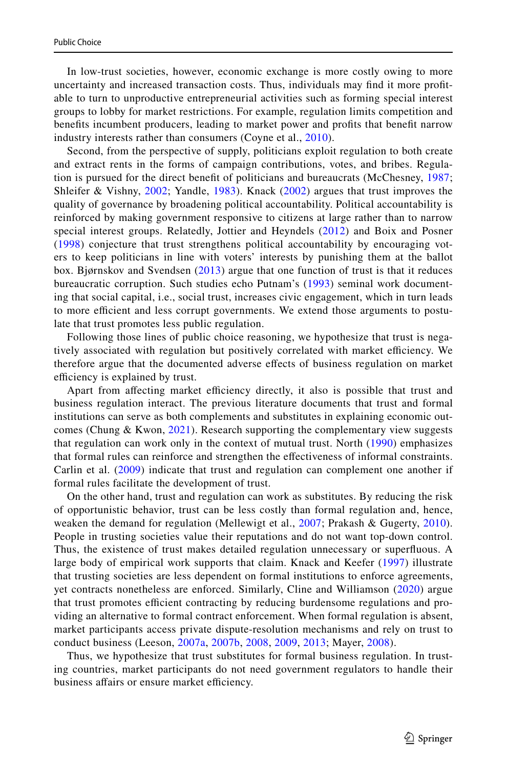In low-trust societies, however, economic exchange is more costly owing to more uncertainty and increased transaction costs. Thus, individuals may find it more profitable to turn to unproductive entrepreneurial activities such as forming special interest groups to lobby for market restrictions. For example, regulation limits competition and benefits incumbent producers, leading to market power and profits that benefit narrow industry interests rather than consumers (Coyne et al., 2010).

Second, from the perspective of supply, politicians exploit regulation to both create and extract rents in the forms of campaign contributions, votes, and bribes. Regulation is pursued for the direct benefit of politicians and bureaucrats (McChesney, 1987; Shleifer & Vishny, 2002; Yandle, 1983). Knack (2002) argues that trust improves the quality of governance by broadening political accountability. Political accountability is reinforced by making government responsive to citizens at large rather than to narrow special interest groups. Relatedly, Jottier and Heyndels (2012) and Boix and Posner (1998) conjecture that trust strengthens political accountability by encouraging voters to keep politicians in line with voters' interests by punishing them at the ballot box. Bjørnskov and Svendsen (2013) argue that one function of trust is that it reduces bureaucratic corruption. Such studies echo Putnam's (1993) seminal work documenting that social capital, i.e., social trust, increases civic engagement, which in turn leads to more efficient and less corrupt governments. We extend those arguments to postulate that trust promotes less public regulation.

Following those lines of public choice reasoning, we hypothesize that trust is negatively associated with regulation but positively correlated with market efficiency. We therefore argue that the documented adverse effects of business regulation on market efficiency is explained by trust.

Apart from affecting market efficiency directly, it also is possible that trust and business regulation interact. The previous literature documents that trust and formal institutions can serve as both complements and substitutes in explaining economic outcomes (Chung & Kwon, 2021). Research supporting the complementary view suggests that regulation can work only in the context of mutual trust. North (1990) emphasizes that formal rules can reinforce and strengthen the effectiveness of informal constraints. Carlin et al. (2009) indicate that trust and regulation can complement one another if formal rules facilitate the development of trust.

On the other hand, trust and regulation can work as substitutes. By reducing the risk of opportunistic behavior, trust can be less costly than formal regulation and, hence, weaken the demand for regulation (Mellewigt et al., 2007; Prakash & Gugerty, 2010). People in trusting societies value their reputations and do not want top-down control. Thus, the existence of trust makes detailed regulation unnecessary or superfluous. A large body of empirical work supports that claim. Knack and Keefer (1997) illustrate that trusting societies are less dependent on formal institutions to enforce agreements, yet contracts nonetheless are enforced. Similarly, Cline and Williamson (2020) argue that trust promotes efficient contracting by reducing burdensome regulations and providing an alternative to formal contract enforcement. When formal regulation is absent, market participants access private dispute-resolution mechanisms and rely on trust to conduct business (Leeson, 2007a, 2007b, 2008, 2009, 2013; Mayer, 2008).

Thus, we hypothesize that trust substitutes for formal business regulation. In trusting countries, market participants do not need government regulators to handle their business affairs or ensure market efficiency.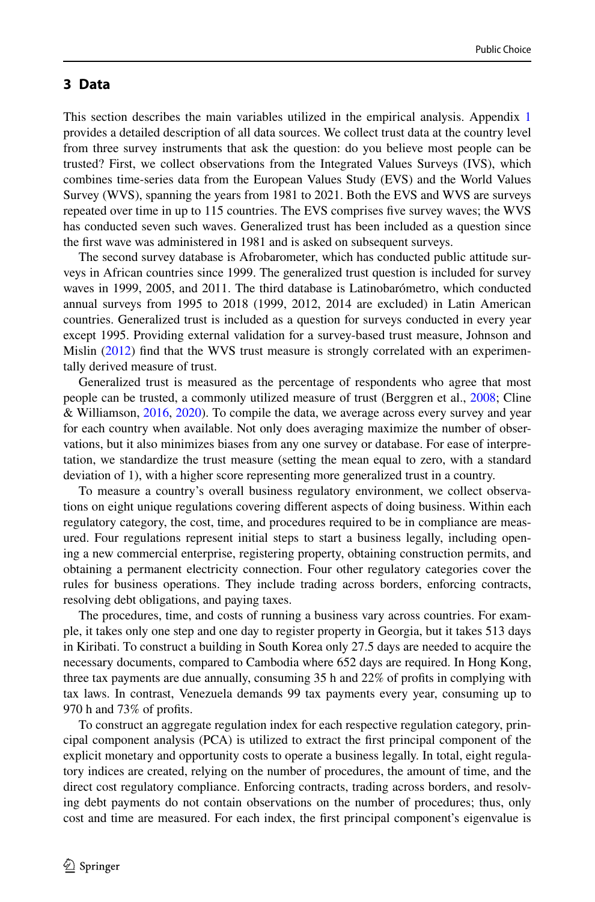## 3 Data

This section describes the main variables utilized in the empirical analysis. Appendix 1 provides a detailed description of all data sources. We collect trust data at the country level from three survey instruments that ask the question: do you believe most people can be trusted? First, we collect observations from the Integrated Values Surveys (IVS), which combines time-series data from the European Values Study (EVS) and the World Values Survey (WVS), spanning the years from 1981 to 2021. Both the EVS and WVS are surveys repeated over time in up to 115 countries. The EVS comprises five survey waves; the WVS has conducted seven such waves. Generalized trust has been included as a question since the first wave was administered in 1981 and is asked on subsequent surveys.

The second survey database is Afrobarometer, which has conducted public attitude surveys in African countries since 1999. The generalized trust question is included for survey waves in 1999, 2005, and 2011. The third database is Latinobarómetro, which conducted annual surveys from 1995 to 2018 (1999, 2012, 2014 are excluded) in Latin American countries. Generalized trust is included as a question for surveys conducted in every year except 1995. Providing external validation for a survey-based trust measure, Johnson and Mislin (2012) find that the WVS trust measure is strongly correlated with an experimentally derived measure of trust.

Generalized trust is measured as the percentage of respondents who agree that most people can be trusted, a commonly utilized measure of trust (Berggren et al., 2008; Cline & Williamson, 2016, 2020). To compile the data, we average across every survey and year for each country when available. Not only does averaging maximize the number of observations, but it also minimizes biases from any one survey or database. For ease of interpretation, we standardize the trust measure (setting the mean equal to zero, with a standard deviation of 1), with a higher score representing more generalized trust in a country.

To measure a country's overall business regulatory environment, we collect observations on eight unique regulations covering different aspects of doing business. Within each regulatory category, the cost, time, and procedures required to be in compliance are measured. Four regulations represent initial steps to start a business legally, including opening a new commercial enterprise, registering property, obtaining construction permits, and obtaining a permanent electricity connection. Four other regulatory categories cover the rules for business operations. They include trading across borders, enforcing contracts, resolving debt obligations, and paying taxes.

The procedures, time, and costs of running a business vary across countries. For example, it takes only one step and one day to register property in Georgia, but it takes 513 days in Kiribati. To construct a building in South Korea only 27.5 days are needed to acquire the necessary documents, compared to Cambodia where 652 days are required. In Hong Kong, three tax payments are due annually, consuming 35 h and 22% of profits in complying with tax laws. In contrast, Venezuela demands 99 tax payments every year, consuming up to 970 h and 73% of profits.

To construct an aggregate regulation index for each respective regulation category, principal component analysis (PCA) is utilized to extract the first principal component of the explicit monetary and opportunity costs to operate a business legally. In total, eight regulatory indices are created, relying on the number of procedures, the amount of time, and the direct cost regulatory compliance. Enforcing contracts, trading across borders, and resolving debt payments do not contain observations on the number of procedures; thus, only cost and time are measured. For each index, the first principal component's eigenvalue is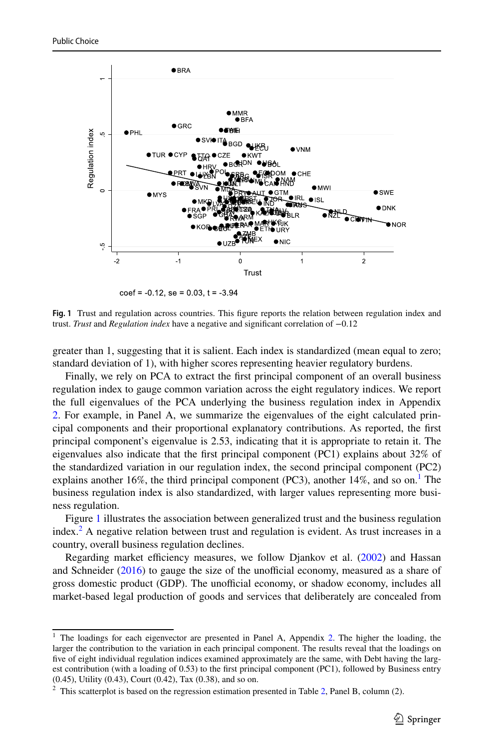coef = -0.12, se = 0.03, t = -3.94

**Fig. 1** Trust and regulation across countries. This figure reports the relation between regulation index and trust. *Trust* and *Regulation index* have a negative and significant correlation of −0.12

greater than 1, suggesting that it is salient. Each index is standardized (mean equal to zero; standard deviation of 1), with higher scores representing heavier regulatory burdens.

Finally, we rely on PCA to extract the first principal component of an overall business regulation index to gauge common variation across the eight regulatory indices. We report the full eigenvalues of the PCA underlying the business regulation index in Appendix 2. For example, in Panel A, we summarize the eigenvalues of the eight calculated principal components and their proportional explanatory contributions. As reported, the first principal component's eigenvalue is 2.53, indicating that it is appropriate to retain it. The eigenvalues also indicate that the first principal component (PC1) explains about 32% of the standardized variation in our regulation index, the second principal component (PC2) explains another 16%, the third principal component (PC3), another 14%, and so on.[1] The business regulation index is also standardized, with larger values representing more business regulation.

Figure 1 illustrates the association between generalized trust and the business regulation index.[2] A negative relation between trust and regulation is evident. As trust increases in a country, overall business regulation declines.

Regarding market efficiency measures, we follow Djankov et al. (2002) and Hassan and Schneider (2016) to gauge the size of the unofficial economy, measured as a share of gross domestic product (GDP). The unofficial economy, or shadow economy, includes all market-based legal production of goods and services that deliberately are concealed from

---

[1] The loadings for each eigenvector are presented in Panel A, Appendix 2. The higher the loading, the larger the contribution to the variation in each principal component. The results reveal that the loadings on five of eight individual regulation indices examined approximately are the same, with Debt having the largest contribution (with a loading of 0.53) to the first principal component (PC1), followed by Business entry (0.45), Utility (0.43), Court (0.42), Tax (0.38), and so on.

[2] This scatterplot is based on the regression estimation presented in Table 2, Panel B, column (2).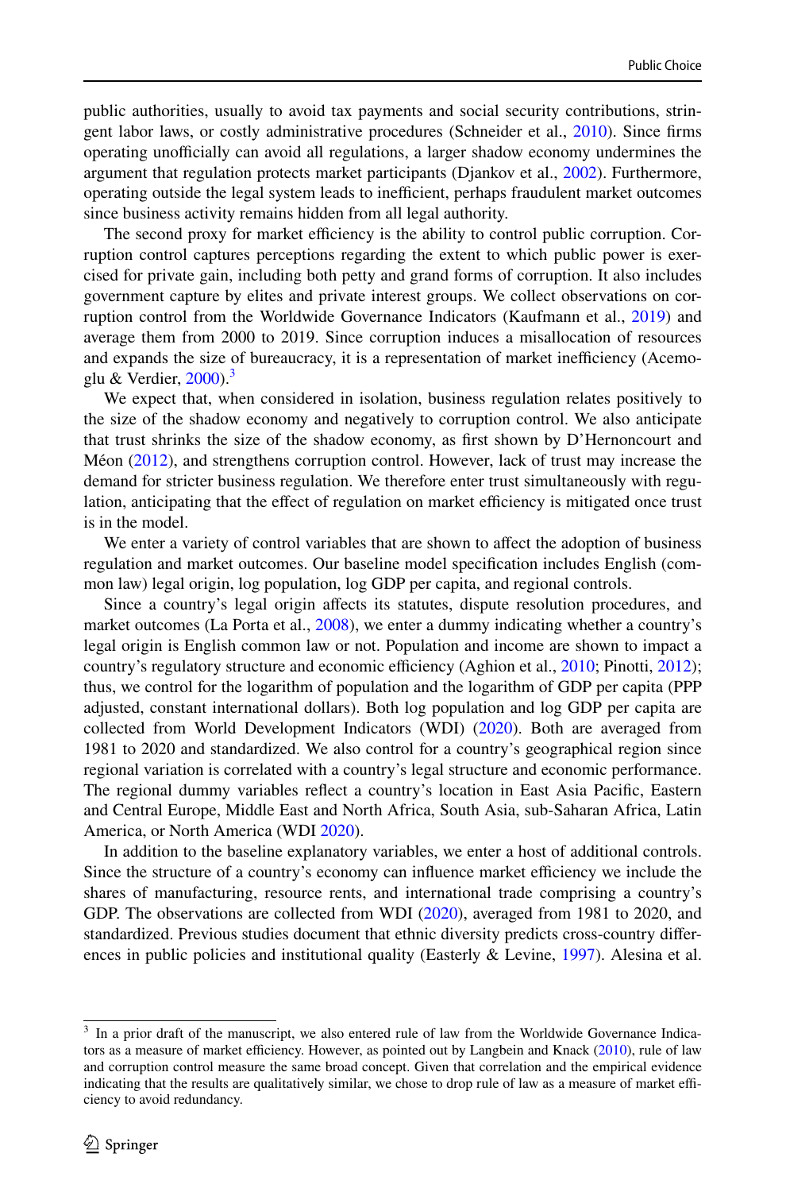public authorities, usually to avoid tax payments and social security contributions, stringent labor laws, or costly administrative procedures (Schneider et al., 2010). Since firms operating unofficially can avoid all regulations, a larger shadow economy undermines the argument that regulation protects market participants (Djankov et al., 2002). Furthermore, operating outside the legal system leads to inefficient, perhaps fraudulent market outcomes since business activity remains hidden from all legal authority.

The second proxy for market efficiency is the ability to control public corruption. Corruption control captures perceptions regarding the extent to which public power is exercised for private gain, including both petty and grand forms of corruption. It also includes government capture by elites and private interest groups. We collect observations on corruption control from the Worldwide Governance Indicators (Kaufmann et al., 2019) and average them from 2000 to 2019. Since corruption induces a misallocation of resources and expands the size of bureaucracy, it is a representation of market inefficiency (Acemoglu & Verdier, 2000).[3]

We expect that, when considered in isolation, business regulation relates positively to the size of the shadow economy and negatively to corruption control. We also anticipate that trust shrinks the size of the shadow economy, as first shown by D'Hernoncourt and Méon (2012), and strengthens corruption control. However, lack of trust may increase the demand for stricter business regulation. We therefore enter trust simultaneously with regulation, anticipating that the effect of regulation on market efficiency is mitigated once trust is in the model.

We enter a variety of control variables that are shown to affect the adoption of business regulation and market outcomes. Our baseline model specification includes English (common law) legal origin, log population, log GDP per capita, and regional controls.

Since a country's legal origin affects its statutes, dispute resolution procedures, and market outcomes (La Porta et al., 2008), we enter a dummy indicating whether a country's legal origin is English common law or not. Population and income are shown to impact a country's regulatory structure and economic efficiency (Aghion et al., 2010; Pinotti, 2012); thus, we control for the logarithm of population and the logarithm of GDP per capita (PPP adjusted, constant international dollars). Both log population and log GDP per capita are collected from World Development Indicators (WDI) (2020). Both are averaged from 1981 to 2020 and standardized. We also control for a country's geographical region since regional variation is correlated with a country's legal structure and economic performance. The regional dummy variables reflect a country's location in East Asia Pacific, Eastern and Central Europe, Middle East and North Africa, South Asia, sub-Saharan Africa, Latin America, or North America (WDI 2020).

In addition to the baseline explanatory variables, we enter a host of additional controls. Since the structure of a country's economy can influence market efficiency we include the shares of manufacturing, resource rents, and international trade comprising a country's GDP. The observations are collected from WDI (2020), averaged from 1981 to 2020, and standardized. Previous studies document that ethnic diversity predicts cross-country differences in public policies and institutional quality (Easterly & Levine, 1997). Alesina et al.

[3] In a prior draft of the manuscript, we also entered rule of law from the Worldwide Governance Indicators as a measure of market efficiency. However, as pointed out by Langbein and Knack (2010), rule of law and corruption control measure the same broad concept. Given that correlation and the empirical evidence indicating that the results are qualitatively similar, we chose to drop rule of law as a measure of market efficiency to avoid redundancy.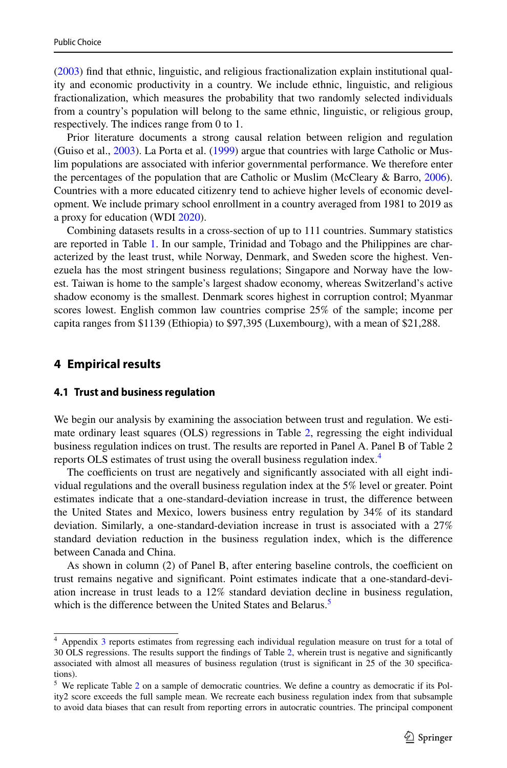(2003) find that ethnic, linguistic, and religious fractionalization explain institutional quality and economic productivity in a country. We include ethnic, linguistic, and religious fractionalization, which measures the probability that two randomly selected individuals from a country's population will belong to the same ethnic, linguistic, or religious group, respectively. The indices range from 0 to 1.

Prior literature documents a strong causal relation between religion and regulation (Guiso et al., 2003). La Porta et al. (1999) argue that countries with large Catholic or Muslim populations are associated with inferior governmental performance. We therefore enter the percentages of the population that are Catholic or Muslim (McCleary & Barro, 2006). Countries with a more educated citizenry tend to achieve higher levels of economic development. We include primary school enrollment in a country averaged from 1981 to 2019 as a proxy for education (WDI 2020).

Combining datasets results in a cross-section of up to 111 countries. Summary statistics are reported in Table 1. In our sample, Trinidad and Tobago and the Philippines are characterized by the least trust, while Norway, Denmark, and Sweden score the highest. Venezuela has the most stringent business regulations; Singapore and Norway have the lowest. Taiwan is home to the sample's largest shadow economy, whereas Switzerland's active shadow economy is the smallest. Denmark scores highest in corruption control; Myanmar scores lowest. English common law countries comprise 25% of the sample; income per capita ranges from $1139 (Ethiopia) to $97,395 (Luxembourg), with a mean of $21,288.

## 4 Empirical results

### 4.1 Trust and business regulation

We begin our analysis by examining the association between trust and regulation. We estimate ordinary least squares (OLS) regressions in Table 2, regressing the eight individual business regulation indices on trust. The results are reported in Panel A. Panel B of Table 2 reports OLS estimates of trust using the overall business regulation index.[4]

The coefficients on trust are negatively and significantly associated with all eight individual regulations and the overall business regulation index at the 5% level or greater. Point estimates indicate that a one-standard-deviation increase in trust, the difference between the United States and Mexico, lowers business entry regulation by 34% of its standard deviation. Similarly, a one-standard-deviation increase in trust is associated with a 27% standard deviation reduction in the business regulation index, which is the difference between Canada and China.

As shown in column (2) of Panel B, after entering baseline controls, the coefficient on trust remains negative and significant. Point estimates indicate that a one-standard-deviation increase in trust leads to a 12% standard deviation decline in business regulation, which is the difference between the United States and Belarus.[5]

---

[4] Appendix 3 reports estimates from regressing each individual regulation measure on trust for a total of 30 OLS regressions. The results support the findings of Table 2, wherein trust is negative and significantly associated with almost all measures of business regulation (trust is significant in 25 of the 30 specifications).

[5] We replicate Table 2 on a sample of democratic countries. We define a country as democratic if its Polity2 score exceeds the full sample mean. We recreate each business regulation index from that subsample to avoid data biases that can result from reporting errors in autocratic countries. The principal component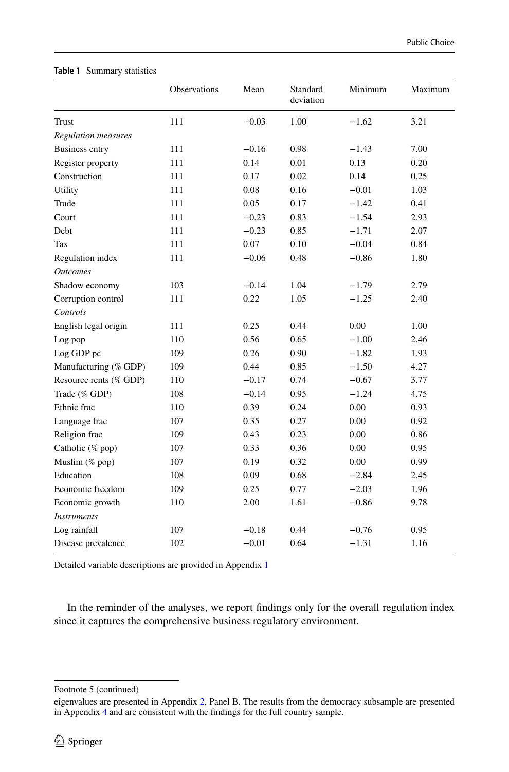**Table 1** Summary statistics

| | Observations | Mean | Standard deviation | Minimum | Maximum |
|---|---|---|---|---|---|
| Trust | 111 | −0.03 | 1.00 | −1.62 | 3.21 |
| *Regulation measures* | | | | | |
| Business entry | 111 | −0.16 | 0.98 | −1.43 | 7.00 |
| Register property | 111 | 0.14 | 0.01 | 0.13 | 0.20 |
| Construction | 111 | 0.17 | 0.02 | 0.14 | 0.25 |
| Utility | 111 | 0.08 | 0.16 | −0.01 | 1.03 |
| Trade | 111 | 0.05 | 0.17 | −1.42 | 0.41 |
| Court | 111 | −0.23 | 0.83 | −1.54 | 2.93 |
| Debt | 111 | −0.23 | 0.85 | −1.71 | 2.07 |
| Tax | 111 | 0.07 | 0.10 | −0.04 | 0.84 |
| Regulation index | 111 | −0.06 | 0.48 | −0.86 | 1.80 |
| *Outcomes* | | | | | |
| Shadow economy | 103 | −0.14 | 1.04 | −1.79 | 2.79 |
| Corruption control | 111 | 0.22 | 1.05 | −1.25 | 2.40 |
| *Controls* | | | | | |
| English legal origin | 111 | 0.25 | 0.44 | 0.00 | 1.00 |
| Log pop | 110 | 0.56 | 0.65 | −1.00 | 2.46 |
| Log GDP pc | 109 | 0.26 | 0.90 | −1.82 | 1.93 |
| Manufacturing (% GDP) | 109 | 0.44 | 0.85 | −1.50 | 4.27 |
| Resource rents (% GDP) | 110 | −0.17 | 0.74 | −0.67 | 3.77 |
| Trade (% GDP) | 108 | −0.14 | 0.95 | −1.24 | 4.75 |
| Ethnic frac | 110 | 0.39 | 0.24 | 0.00 | 0.93 |
| Language frac | 107 | 0.35 | 0.27 | 0.00 | 0.92 |
| Religion frac | 109 | 0.43 | 0.23 | 0.00 | 0.86 |
| Catholic (% pop) | 107 | 0.33 | 0.36 | 0.00 | 0.95 |
| Muslim (% pop) | 107 | 0.19 | 0.32 | 0.00 | 0.99 |
| Education | 108 | 0.09 | 0.68 | −2.84 | 2.45 |
| Economic freedom | 109 | 0.25 | 0.77 | −2.03 | 1.96 |
| Economic growth | 110 | 2.00 | 1.61 | −0.86 | 9.78 |
| *Instruments* | | | | | |
| Log rainfall | 107 | −0.18 | 0.44 | −0.76 | 0.95 |
| Disease prevalence | 102 | −0.01 | 0.64 | −1.31 | 1.16 |

Detailed variable descriptions are provided in Appendix 1

In the reminder of the analyses, we report findings only for the overall regulation index since it captures the comprehensive business regulatory environment.

Footnote 5 (continued)

eigenvalues are presented in Appendix 2, Panel B. The results from the democracy subsample are presented in Appendix 4 and are consistent with the findings for the full country sample.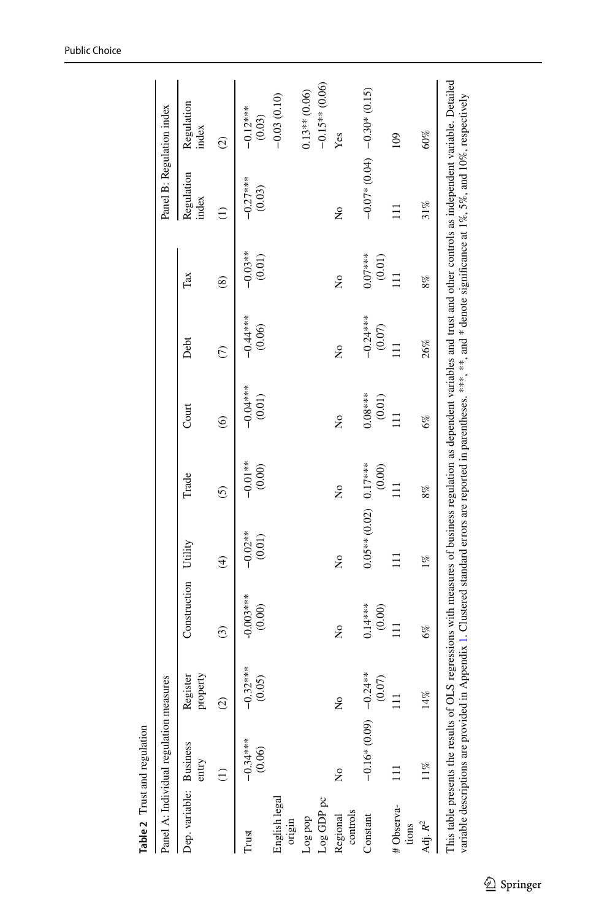**Table 2** Trust and regulation

| | Panel A: Individual regulation measures | | | | | | | | Panel B: Regulation index | |
|---|---|---|---|---|---|---|---|---|---|---|
| Dep. variable: | Business entry | Register property | Construction | Utility | Trade | Court | Debt | Tax | Regulation index | Regulation index |
| | (1) | (2) | (3) | (4) | (5) | (6) | (7) | (8) | (1) | (2) |
| Trust | −0.34*** (0.06) | −0.32*** (0.05) | -0.003*** (0.00) | −0.02** (0.01) | −0.01** (0.00) | −0.04*** (0.01) | −0.44*** (0.06) | −0.03** (0.01) | −0.27*** (0.03) | −0.12*** (0.03) |
| English legal origin | | | | | | | | | | −0.03 (0.10) |
| Log pop | | | | | | | | | | 0.13** (0.06) |
| Log GDP pc | | | | | | | | | | −0.15** (0.06) |
| Regional controls | No | No | No | No | No | No | No | No | No | Yes |
| Constant | −0.16* (0.09) | −0.24** (0.07) | 0.14*** (0.00) | 0.05** (0.02) | 0.17*** (0.00) | 0.08*** (0.01) | −0.24*** (0.07) | 0.07*** (0.01) | −0.07* (0.04) | −0.30* (0.15) |
| # Observations | 111 | 111 | 111 | 111 | 111 | 111 | 111 | 111 | 111 | 109 |
| Adj. $R^2$ | 11% | 14% | 6% | 1% | 8% | 6% | 26% | 8% | 31% | 60% |

This table presents the results of OLS regressions with measures of business regulation as dependent variables and trust and other controls as independent variable. Detailed variable descriptions are provided in Appendix 1. Clustered standard errors are reported in parentheses. ***, **, and * denote significance at 1%, 5%, and 10%, respectively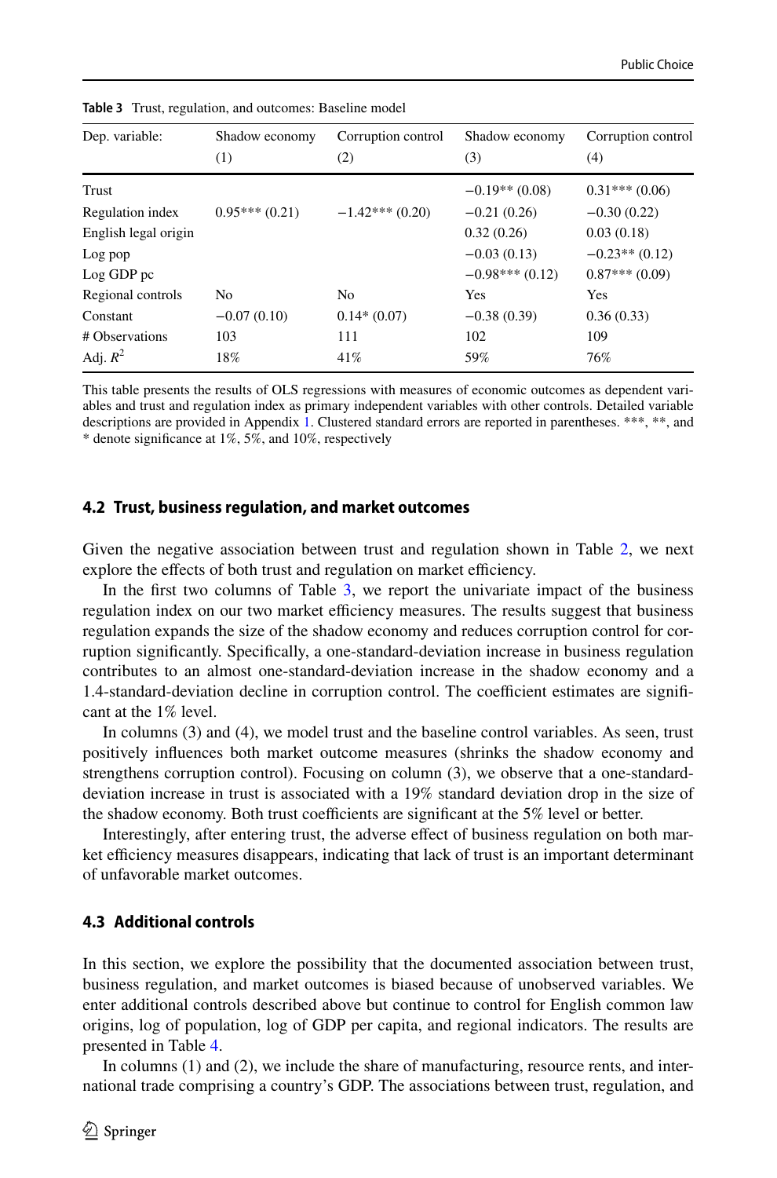**Table 3** Trust, regulation, and outcomes: Baseline model

| Dep. variable: | Shadow economy | Corruption control | Shadow economy | Corruption control |
|---|---|---|---|---|
| | (1) | (2) | (3) | (4) |
| Trust | | | −0.19** (0.08) | 0.31*** (0.06) |
| Regulation index | 0.95*** (0.21) | −1.42*** (0.20) | −0.21 (0.26) | −0.30 (0.22) |
| English legal origin | | | 0.32 (0.26) | 0.03 (0.18) |
| Log pop | | | −0.03 (0.13) | −0.23** (0.12) |
| Log GDP pc | | | −0.98*** (0.12) | 0.87*** (0.09) |
| Regional controls | No | No | Yes | Yes |
| Constant | −0.07 (0.10) | 0.14* (0.07) | −0.38 (0.39) | 0.36 (0.33) |
| # Observations | 103 | 111 | 102 | 109 |
| Adj. $R^2$ | 18% | 41% | 59% | 76% |

This table presents the results of OLS regressions with measures of economic outcomes as dependent variables and trust and regulation index as primary independent variables with other controls. Detailed variable descriptions are provided in Appendix 1. Clustered standard errors are reported in parentheses. ***, **, and * denote significance at 1%, 5%, and 10%, respectively

### 4.2 Trust, business regulation, and market outcomes

Given the negative association between trust and regulation shown in Table 2, we next explore the effects of both trust and regulation on market efficiency.

In the first two columns of Table 3, we report the univariate impact of the business regulation index on our two market efficiency measures. The results suggest that business regulation expands the size of the shadow economy and reduces corruption control for corruption significantly. Specifically, a one-standard-deviation increase in business regulation contributes to an almost one-standard-deviation increase in the shadow economy and a 1.4-standard-deviation decline in corruption control. The coefficient estimates are significant at the 1% level.

In columns (3) and (4), we model trust and the baseline control variables. As seen, trust positively influences both market outcome measures (shrinks the shadow economy and strengthens corruption control). Focusing on column (3), we observe that a one-standard-deviation increase in trust is associated with a 19% standard deviation drop in the size of the shadow economy. Both trust coefficients are significant at the 5% level or better.

Interestingly, after entering trust, the adverse effect of business regulation on both market efficiency measures disappears, indicating that lack of trust is an important determinant of unfavorable market outcomes.

### 4.3 Additional controls

In this section, we explore the possibility that the documented association between trust, business regulation, and market outcomes is biased because of unobserved variables. We enter additional controls described above but continue to control for English common law origins, log of population, log of GDP per capita, and regional indicators. The results are presented in Table 4.

In columns (1) and (2), we include the share of manufacturing, resource rents, and international trade comprising a country's GDP. The associations between trust, regulation, and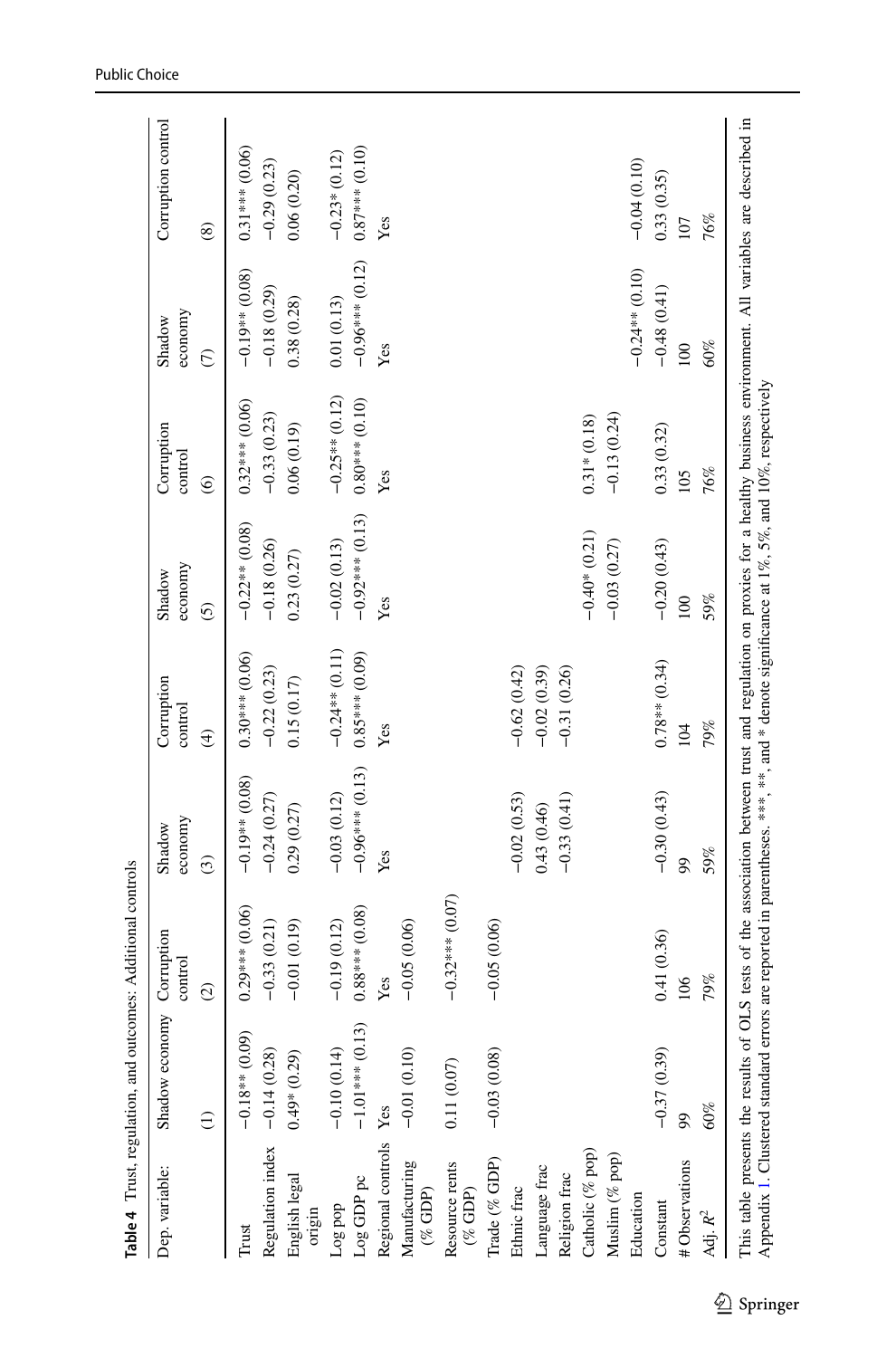**Table 4** Trust, regulation, and outcomes: Additional controls

| Dep. variable: | Shadow economy | Corruption control | Shadow economy | Corruption control | Shadow economy | Corruption control | Shadow economy | Corruption control |
|---|---|---|---|---|---|---|---|---|
| | (1) | (2) | (3) | (4) | (5) | (6) | (7) | (8) |
| Trust | −0.18** (0.09) | 0.29*** (0.06) | −0.19** (0.08) | 0.30*** (0.06) | −0.22** (0.08) | 0.32*** (0.06) | −0.19** (0.08) | 0.31*** (0.06) |
| Regulation index | −0.14 (0.28) | −0.33 (0.21) | −0.24 (0.27) | −0.22 (0.23) | −0.18 (0.26) | −0.33 (0.23) | −0.18 (0.29) | −0.29 (0.23) |
| English legal origin | 0.49* (0.29) | −0.01 (0.19) | 0.29 (0.27) | 0.15 (0.17) | 0.23 (0.27) | 0.06 (0.19) | 0.38 (0.28) | 0.06 (0.20) |
| Log pop | −0.10 (0.14) | −0.19 (0.12) | −0.03 (0.12) | −0.24** (0.11) | −0.02 (0.13) | −0.25** (0.12) | 0.01 (0.13) | −0.23* (0.12) |
| Log GDP pc | −1.01*** (0.13) | 0.88*** (0.08) | −0.96*** (0.13) | 0.85*** (0.09) | −0.92*** (0.13) | 0.80*** (0.10) | −0.96*** (0.12) | 0.87*** (0.10) |
| Regional controls | Yes | Yes | Yes | Yes | Yes | Yes | Yes | Yes |
| Manufacturing (% GDP) | −0.01 (0.10) | −0.05 (0.06) | | | | | | |
| Resource rents (% GDP) | 0.11 (0.07) | −0.32*** (0.07) | | | | | | |
| Trade (% GDP) | −0.03 (0.08) | −0.05 (0.06) | | | | | | |
| Ethnic frac | | | −0.02 (0.53) | −0.62 (0.42) | | | | |
| Language frac | | | 0.43 (0.46) | −0.02 (0.39) | | | | |
| Religion frac | | | −0.33 (0.41) | −0.31 (0.26) | | | | |
| Catholic (% pop) | | | | | −0.40* (0.21) | 0.31* (0.18) | | |
| Muslim (% pop) | | | | | −0.03 (0.27) | −0.13 (0.24) | | |
| Education | | | | | | | −0.24** (0.10) | −0.04 (0.10) |
| Constant | −0.37 (0.39) | 0.41 (0.36) | −0.30 (0.43) | 0.78** (0.34) | −0.20 (0.43) | 0.33 (0.32) | −0.48 (0.41) | 0.33 (0.35) |
| # Observations | 99 | 106 | 99 | 104 | 100 | 105 | 100 | 107 |
| Adj. $R^2$ | 60% | 79% | 59% | 79% | 59% | 76% | 60% | 76% |

This table presents the results of OLS tests of the association between trust and regulation on proxies for a healthy business environment. All variables are described in Appendix 1. Clustered standard errors are reported in parentheses. ***, **, and * denote significance at 1%, 5%, and 10%, respectively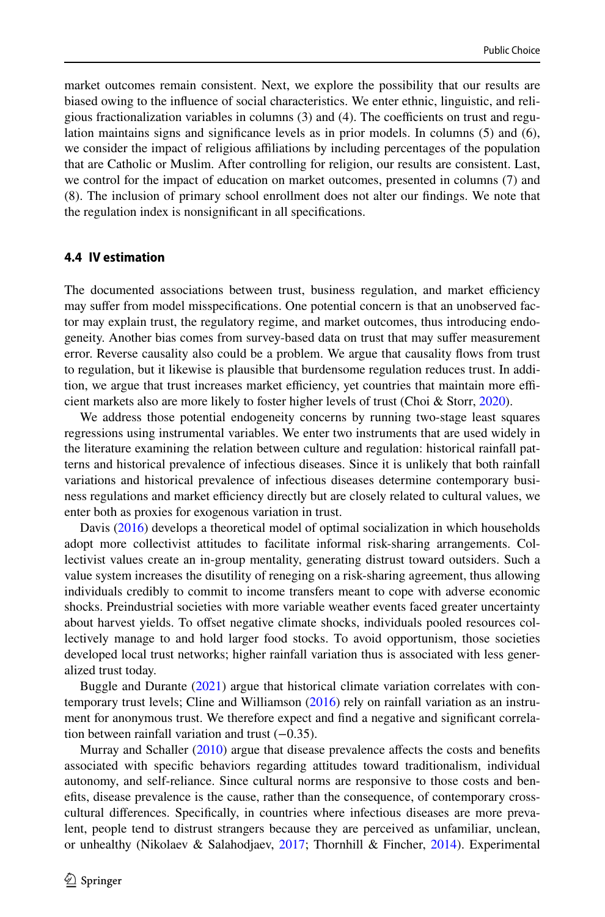market outcomes remain consistent. Next, we explore the possibility that our results are biased owing to the influence of social characteristics. We enter ethnic, linguistic, and religious fractionalization variables in columns (3) and (4). The coefficients on trust and regulation maintains signs and significance levels as in prior models. In columns (5) and (6), we consider the impact of religious affiliations by including percentages of the population that are Catholic or Muslim. After controlling for religion, our results are consistent. Last, we control for the impact of education on market outcomes, presented in columns (7) and (8). The inclusion of primary school enrollment does not alter our findings. We note that the regulation index is nonsignificant in all specifications.

### 4.4 IV estimation

The documented associations between trust, business regulation, and market efficiency may suffer from model misspecifications. One potential concern is that an unobserved factor may explain trust, the regulatory regime, and market outcomes, thus introducing endogeneity. Another bias comes from survey-based data on trust that may suffer measurement error. Reverse causality also could be a problem. We argue that causality flows from trust to regulation, but it likewise is plausible that burdensome regulation reduces trust. In addition, we argue that trust increases market efficiency, yet countries that maintain more efficient markets also are more likely to foster higher levels of trust (Choi & Storr, 2020).

We address those potential endogeneity concerns by running two-stage least squares regressions using instrumental variables. We enter two instruments that are used widely in the literature examining the relation between culture and regulation: historical rainfall patterns and historical prevalence of infectious diseases. Since it is unlikely that both rainfall variations and historical prevalence of infectious diseases determine contemporary business regulations and market efficiency directly but are closely related to cultural values, we enter both as proxies for exogenous variation in trust.

Davis (2016) develops a theoretical model of optimal socialization in which households adopt more collectivist attitudes to facilitate informal risk-sharing arrangements. Collectivist values create an in-group mentality, generating distrust toward outsiders. Such a value system increases the disutility of reneging on a risk-sharing agreement, thus allowing individuals credibly to commit to income transfers meant to cope with adverse economic shocks. Preindustrial societies with more variable weather events faced greater uncertainty about harvest yields. To offset negative climate shocks, individuals pooled resources collectively manage to and hold larger food stocks. To avoid opportunism, those societies developed local trust networks; higher rainfall variation thus is associated with less generalized trust today.

Buggle and Durante (2021) argue that historical climate variation correlates with contemporary trust levels; Cline and Williamson (2016) rely on rainfall variation as an instrument for anonymous trust. We therefore expect and find a negative and significant correlation between rainfall variation and trust (−0.35).

Murray and Schaller (2010) argue that disease prevalence affects the costs and benefits associated with specific behaviors regarding attitudes toward traditionalism, individual autonomy, and self-reliance. Since cultural norms are responsive to those costs and benefits, disease prevalence is the cause, rather than the consequence, of contemporary cross-cultural differences. Specifically, in countries where infectious diseases are more prevalent, people tend to distrust strangers because they are perceived as unfamiliar, unclean, or unhealthy (Nikolaev & Salahodjaev, 2017; Thornhill & Fincher, 2014). Experimental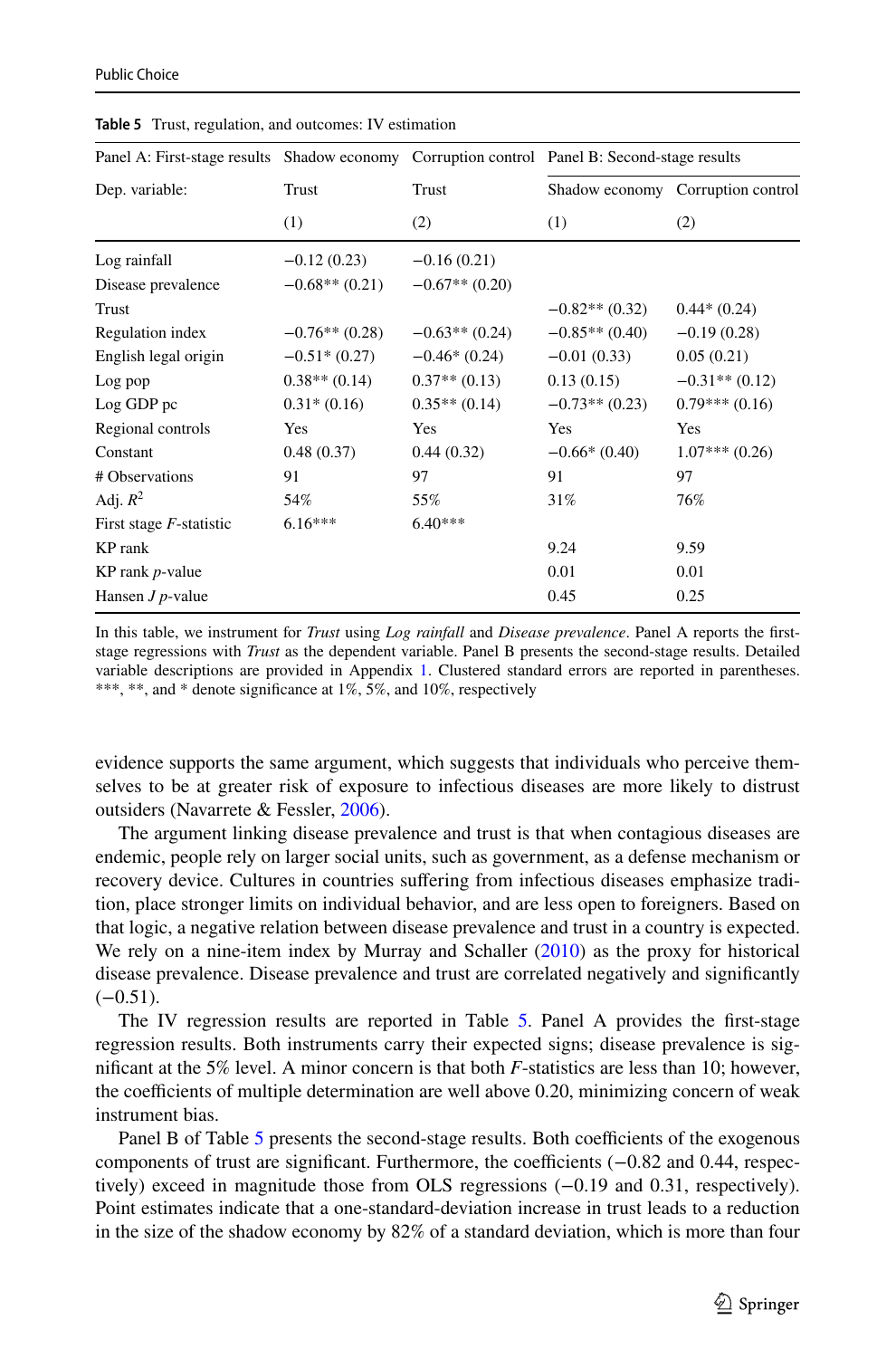**Table 5** Trust, regulation, and outcomes: IV estimation

| Panel A: First-stage results | Shadow economy | Corruption control | Panel B: Second-stage results | |
|---|---|---|---|---|
| Dep. variable: | Trust | Trust | Shadow economy | Corruption control |
| | (1) | (2) | (1) | (2) |
| Log rainfall | −0.12 (0.23) | −0.16 (0.21) | | |
| Disease prevalence | −0.68** (0.21) | −0.67** (0.20) | | |
| Trust | | | −0.82** (0.32) | 0.44* (0.24) |
| Regulation index | −0.76** (0.28) | −0.63** (0.24) | −0.85** (0.40) | −0.19 (0.28) |
| English legal origin | −0.51* (0.27) | −0.46* (0.24) | −0.01 (0.33) | 0.05 (0.21) |
| Log pop | 0.38** (0.14) | 0.37** (0.13) | 0.13 (0.15) | −0.31** (0.12) |
| Log GDP pc | 0.31* (0.16) | 0.35** (0.14) | −0.73** (0.23) | 0.79*** (0.16) |
| Regional controls | Yes | Yes | Yes | Yes |
| Constant | 0.48 (0.37) | 0.44 (0.32) | −0.66* (0.40) | 1.07*** (0.26) |
| # Observations | 91 | 97 | 91 | 97 |
| Adj. $R^2$ | 54% | 55% | 31% | 76% |
| First stage $F$-statistic | 6.16*** | 6.40*** | | |
| KP rank | | | 9.24 | 9.59 |
| KP rank $p$-value | | | 0.01 | 0.01 |
| Hansen $J$ $p$-value | | | 0.45 | 0.25 |

In this table, we instrument for *Trust* using *Log rainfall* and *Disease prevalence*. Panel A reports the first-stage regressions with *Trust* as the dependent variable. Panel B presents the second-stage results. Detailed variable descriptions are provided in Appendix 1. Clustered standard errors are reported in parentheses. ***, **, and * denote significance at 1%, 5%, and 10%, respectively

evidence supports the same argument, which suggests that individuals who perceive themselves to be at greater risk of exposure to infectious diseases are more likely to distrust outsiders (Navarrete & Fessler, 2006).

The argument linking disease prevalence and trust is that when contagious diseases are endemic, people rely on larger social units, such as government, as a defense mechanism or recovery device. Cultures in countries suffering from infectious diseases emphasize tradition, place stronger limits on individual behavior, and are less open to foreigners. Based on that logic, a negative relation between disease prevalence and trust in a country is expected. We rely on a nine-item index by Murray and Schaller (2010) as the proxy for historical disease prevalence. Disease prevalence and trust are correlated negatively and significantly (−0.51).

The IV regression results are reported in Table 5. Panel A provides the first-stage regression results. Both instruments carry their expected signs; disease prevalence is significant at the 5% level. A minor concern is that both $F$-statistics are less than 10; however, the coefficients of multiple determination are well above 0.20, minimizing concern of weak instrument bias.

Panel B of Table 5 presents the second-stage results. Both coefficients of the exogenous components of trust are significant. Furthermore, the coefficients (−0.82 and 0.44, respectively) exceed in magnitude those from OLS regressions (−0.19 and 0.31, respectively). Point estimates indicate that a one-standard-deviation increase in trust leads to a reduction in the size of the shadow economy by 82% of a standard deviation, which is more than four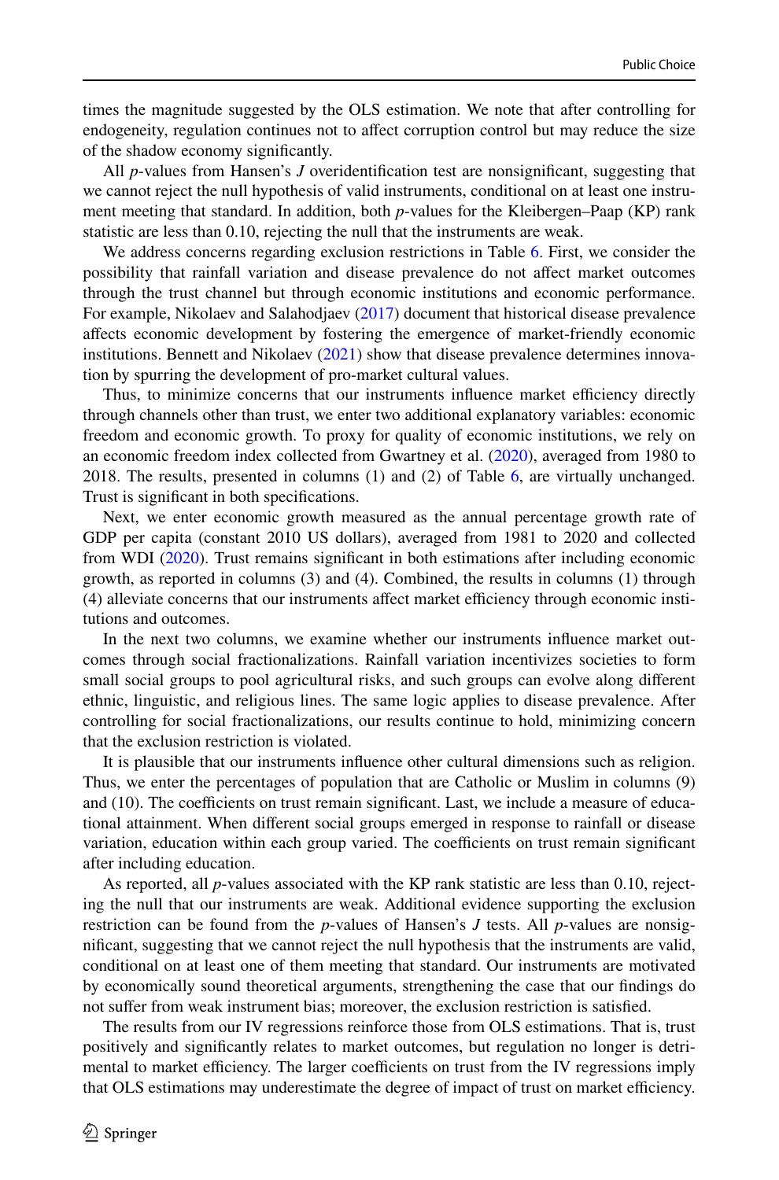times the magnitude suggested by the OLS estimation. We note that after controlling for endogeneity, regulation continues not to affect corruption control but may reduce the size of the shadow economy significantly.

All *p*-values from Hansen's *J* overidentification test are nonsignificant, suggesting that we cannot reject the null hypothesis of valid instruments, conditional on at least one instrument meeting that standard. In addition, both *p*-values for the Kleibergen–Paap (KP) rank statistic are less than 0.10, rejecting the null that the instruments are weak.

We address concerns regarding exclusion restrictions in Table 6. First, we consider the possibility that rainfall variation and disease prevalence do not affect market outcomes through the trust channel but through economic institutions and economic performance. For example, Nikolaev and Salahodjaev (2017) document that historical disease prevalence affects economic development by fostering the emergence of market-friendly economic institutions. Bennett and Nikolaev (2021) show that disease prevalence determines innovation by spurring the development of pro-market cultural values.

Thus, to minimize concerns that our instruments influence market efficiency directly through channels other than trust, we enter two additional explanatory variables: economic freedom and economic growth. To proxy for quality of economic institutions, we rely on an economic freedom index collected from Gwartney et al. (2020), averaged from 1980 to 2018. The results, presented in columns (1) and (2) of Table 6, are virtually unchanged. Trust is significant in both specifications.

Next, we enter economic growth measured as the annual percentage growth rate of GDP per capita (constant 2010 US dollars), averaged from 1981 to 2020 and collected from WDI (2020). Trust remains significant in both estimations after including economic growth, as reported in columns (3) and (4). Combined, the results in columns (1) through (4) alleviate concerns that our instruments affect market efficiency through economic institutions and outcomes.

In the next two columns, we examine whether our instruments influence market outcomes through social fractionalizations. Rainfall variation incentivizes societies to form small social groups to pool agricultural risks, and such groups can evolve along different ethnic, linguistic, and religious lines. The same logic applies to disease prevalence. After controlling for social fractionalizations, our results continue to hold, minimizing concern that the exclusion restriction is violated.

It is plausible that our instruments influence other cultural dimensions such as religion. Thus, we enter the percentages of population that are Catholic or Muslim in columns (9) and (10). The coefficients on trust remain significant. Last, we include a measure of educational attainment. When different social groups emerged in response to rainfall or disease variation, education within each group varied. The coefficients on trust remain significant after including education.

As reported, all *p*-values associated with the KP rank statistic are less than 0.10, rejecting the null that our instruments are weak. Additional evidence supporting the exclusion restriction can be found from the *p*-values of Hansen's *J* tests. All *p*-values are nonsignificant, suggesting that we cannot reject the null hypothesis that the instruments are valid, conditional on at least one of them meeting that standard. Our instruments are motivated by economically sound theoretical arguments, strengthening the case that our findings do not suffer from weak instrument bias; moreover, the exclusion restriction is satisfied.

The results from our IV regressions reinforce those from OLS estimations. That is, trust positively and significantly relates to market outcomes, but regulation no longer is detrimental to market efficiency. The larger coefficients on trust from the IV regressions imply that OLS estimations may underestimate the degree of impact of trust on market efficiency.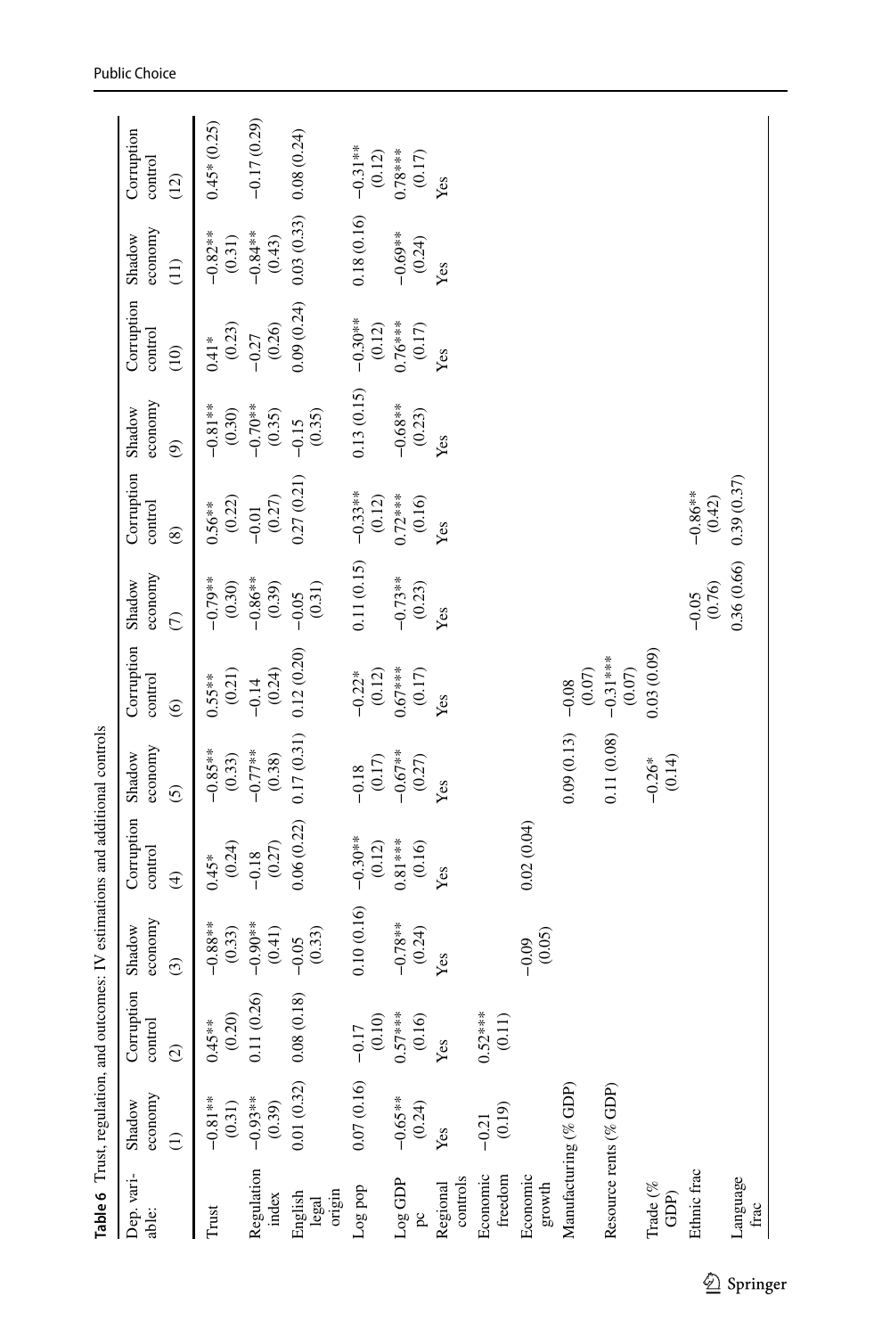**Table 6** Trust, regulation, and outcomes: IV estimations and additional controls

| Dep. variable: | Shadow economy (1) | Corruption control (2) | Shadow economy (3) | Corruption control (4) | Shadow economy (5) | Corruption control (6) | Shadow economy (7) | Corruption control (8) | Shadow economy (9) | Corruption control (10) | Shadow economy (11) | Corruption control (12) |
|---|---|---|---|---|---|---|---|---|---|---|---|---|
| Trust | −0.81** (0.31) | 0.45** (0.20) | −0.88** (0.33) | 0.45* (0.24) | −0.85** (0.33) | 0.55** (0.21) | −0.79** (0.30) | 0.56** (0.22) | −0.81** (0.30) | 0.41* (0.23) | −0.82** (0.31) | 0.45* (0.25) |
| Regulation index | −0.93** (0.39) | 0.11 (0.26) | −0.90** (0.41) | −0.18 (0.27) | −0.77** (0.38) | −0.14 (0.24) | −0.86** (0.39) | −0.01 (0.27) | −0.70** (0.35) | −0.27 (0.26) | −0.84** (0.43) | −0.17 (0.29) |
| English legal origin | 0.01 (0.32) | 0.08 (0.18) | −0.05 (0.33) | 0.06 (0.22) | 0.17 (0.31) | 0.12 (0.20) | −0.05 (0.31) | 0.27 (0.21) | −0.15 (0.35) | 0.09 (0.24) | 0.03 (0.33) | 0.08 (0.24) |
| Log pop | 0.07 (0.16) | −0.17 (0.10) | 0.10 (0.16) | −0.30** (0.12) | −0.18 (0.17) | −0.22* (0.12) | 0.11 (0.15) | −0.33** (0.12) | 0.13 (0.15) | −0.30** (0.12) | 0.18 (0.16) | −0.31** (0.12) |
| Log GDP pc | −0.65** (0.24) | 0.57*** (0.16) | −0.78** (0.24) | 0.81*** (0.16) | −0.67** (0.27) | 0.67*** (0.17) | −0.73** (0.23) | 0.72*** (0.16) | −0.68** (0.23) | 0.76*** (0.17) | −0.69** (0.24) | 0.78*** (0.17) |
| Regional controls | Yes | Yes | Yes | Yes | Yes | Yes | Yes | Yes | Yes | Yes | Yes | Yes |
| Economic freedom | −0.21 (0.19) | 0.52*** (0.11) | | | | | | | | | | |
| Economic growth | | | −0.09 (0.05) | 0.02 (0.04) | | | | | | | | |
| Manufacturing (% GDP) | | | | | 0.09 (0.13) | −0.08 (0.07) | | | | | | |
| Resource rents (% GDP) | | | | | 0.11 (0.08) | −0.31*** (0.07) | | | | | | |
| Trade (% GDP) | | | | | −0.26* (0.14) | 0.03 (0.09) | | | | | | |
| Ethnic frac | | | | | | | −0.05 (0.76) | −0.86** (0.42) | | | | |
| Language frac | | | | | | | 0.36 (0.66) | 0.39 (0.37) | | | | |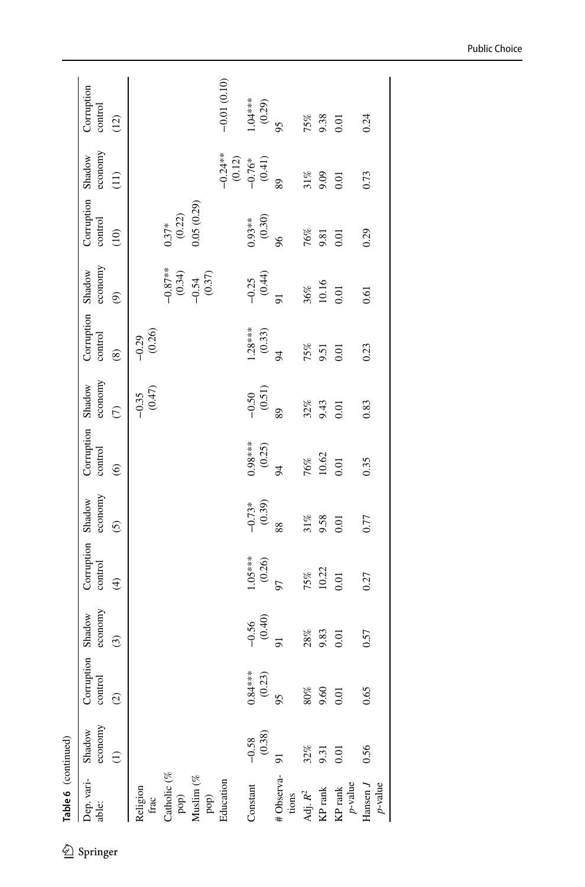**Table 6** (continued)

| Dep. variable: | Shadow economy | Corruption control | Shadow economy | Corruption control | Shadow economy | Corruption control | Shadow economy | Corruption control | Shadow economy | Corruption control | Shadow economy | Corruption control |
|---|---|---|---|---|---|---|---|---|---|---|---|---|
| | (1) | (2) | (3) | (4) | (5) | (6) | (7) | (8) | (9) | (10) | (11) | (12) |
| Religion frac | | | | | | | −0.35 (0.47) | −0.29 (0.26) | | | | |
| Catholic (% pop) | | | | | | | | | −0.87** (0.34) | 0.37* (0.22) | | |
| Muslim (% pop) | | | | | | | | | −0.54 (0.37) | 0.05 (0.29) | | |
| Education | | | | | | | | | | | −0.24** (0.12) | −0.01 (0.10) |
| Constant | −0.58 (0.38) | 0.84*** (0.23) | −0.56 (0.40) | 1.05*** (0.26) | −0.73* (0.39) | 0.98*** (0.25) | −0.50 (0.51) | 1.28*** (0.33) | −0.25 (0.44) | 0.93** (0.30) | −0.76* (0.41) | 1.04*** (0.29) |
| # Observations | 91 | 95 | 91 | 97 | 88 | 94 | 89 | 94 | 91 | 96 | 89 | 95 |
| Adj. $R^2$ | 32% | 80% | 28% | 75% | 31% | 76% | 32% | 75% | 36% | 76% | 31% | 75% |
| KP rank | 9.31 | 9.60 | 9.83 | 10.22 | 9.58 | 10.62 | 9.43 | 9.51 | 10.16 | 9.81 | 9.09 | 9.38 |
| KP rank *p*-value | 0.01 | 0.01 | 0.01 | 0.01 | 0.01 | 0.01 | 0.01 | 0.01 | 0.01 | 0.01 | 0.01 | 0.01 |
| Hansen *J* *p*-value | 0.56 | 0.65 | 0.57 | 0.27 | 0.77 | 0.35 | 0.83 | 0.23 | 0.61 | 0.29 | 0.73 | 0.24 |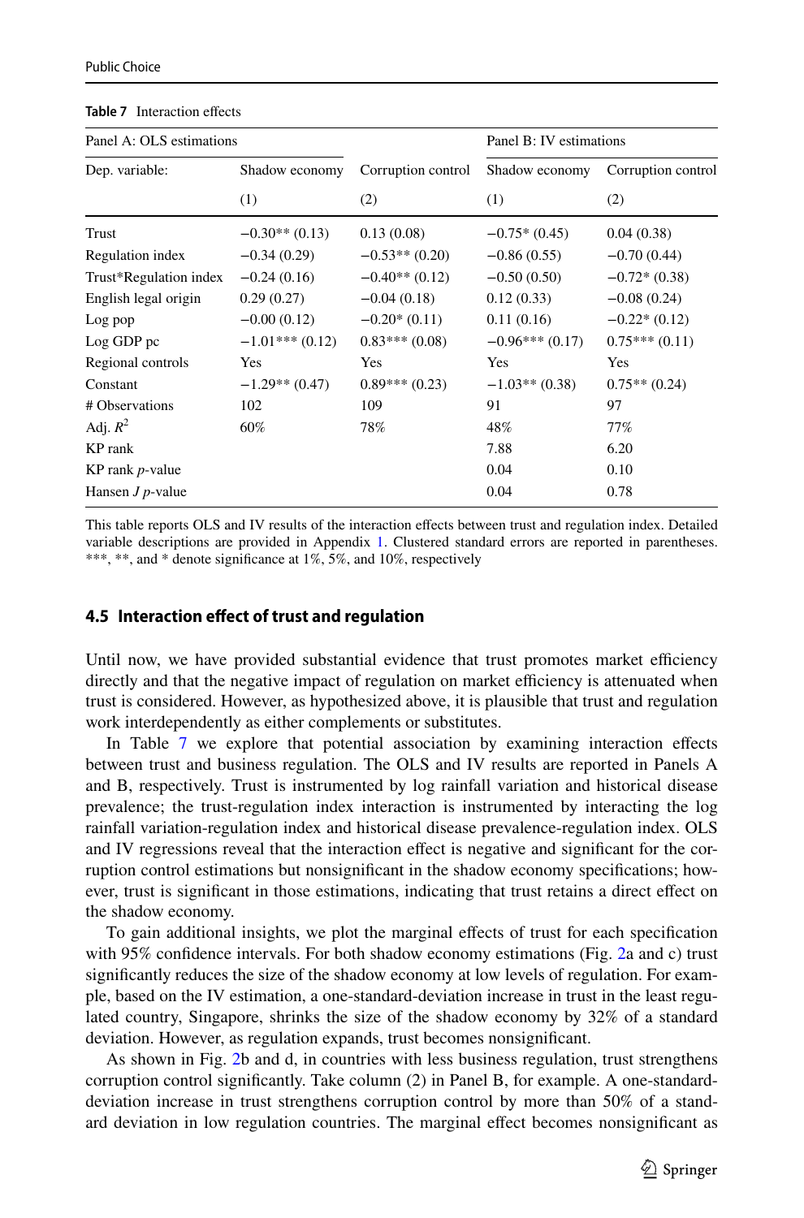**Table 7** Interaction effects

| Panel A: OLS estimations | | | Panel B: IV estimations | |
|---|---|---|---|---|
| Dep. variable: | Shadow economy | Corruption control | Shadow economy | Corruption control |
| | (1) | (2) | (1) | (2) |
| Trust | −0.30** (0.13) | 0.13 (0.08) | −0.75* (0.45) | 0.04 (0.38) |
| Regulation index | −0.34 (0.29) | −0.53** (0.20) | −0.86 (0.55) | −0.70 (0.44) |
| Trust*Regulation index | −0.24 (0.16) | −0.40** (0.12) | −0.50 (0.50) | −0.72* (0.38) |
| English legal origin | 0.29 (0.27) | −0.04 (0.18) | 0.12 (0.33) | −0.08 (0.24) |
| Log pop | −0.00 (0.12) | −0.20* (0.11) | 0.11 (0.16) | −0.22* (0.12) |
| Log GDP pc | −1.01*** (0.12) | 0.83*** (0.08) | −0.96*** (0.17) | 0.75*** (0.11) |
| Regional controls | Yes | Yes | Yes | Yes |
| Constant | −1.29** (0.47) | 0.89*** (0.23) | −1.03** (0.38) | 0.75** (0.24) |
| # Observations | 102 | 109 | 91 | 97 |
| Adj. $R^2$ | 60% | 78% | 48% | 77% |
| KP rank | | | 7.88 | 6.20 |
| KP rank $p$-value | | | 0.04 | 0.10 |
| Hansen $J$ $p$-value | | | 0.04 | 0.78 |

This table reports OLS and IV results of the interaction effects between trust and regulation index. Detailed variable descriptions are provided in Appendix 1. Clustered standard errors are reported in parentheses. ***, **, and * denote significance at 1%, 5%, and 10%, respectively

### 4.5 Interaction effect of trust and regulation

Until now, we have provided substantial evidence that trust promotes market efficiency directly and that the negative impact of regulation on market efficiency is attenuated when trust is considered. However, as hypothesized above, it is plausible that trust and regulation work interdependently as either complements or substitutes.

In Table 7 we explore that potential association by examining interaction effects between trust and business regulation. The OLS and IV results are reported in Panels A and B, respectively. Trust is instrumented by log rainfall variation and historical disease prevalence; the trust-regulation index interaction is instrumented by interacting the log rainfall variation-regulation index and historical disease prevalence-regulation index. OLS and IV regressions reveal that the interaction effect is negative and significant for the corruption control estimations but nonsignificant in the shadow economy specifications; however, trust is significant in those estimations, indicating that trust retains a direct effect on the shadow economy.

To gain additional insights, we plot the marginal effects of trust for each specification with 95% confidence intervals. For both shadow economy estimations (Fig. 2a and c) trust significantly reduces the size of the shadow economy at low levels of regulation. For example, based on the IV estimation, a one-standard-deviation increase in trust in the least regulated country, Singapore, shrinks the size of the shadow economy by 32% of a standard deviation. However, as regulation expands, trust becomes nonsignificant.

As shown in Fig. 2b and d, in countries with less business regulation, trust strengthens corruption control significantly. Take column (2) in Panel B, for example. A one-standard-deviation increase in trust strengthens corruption control by more than 50% of a standard deviation in low regulation countries. The marginal effect becomes nonsignificant as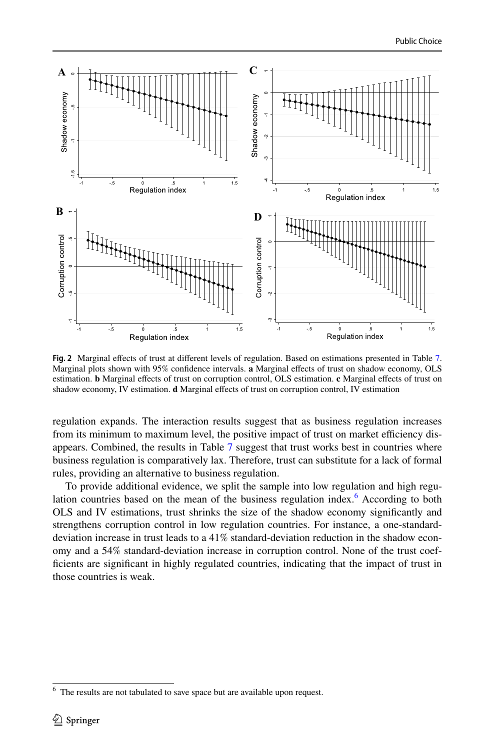**Fig. 2** Marginal effects of trust at different levels of regulation. Based on estimations presented in Table 7. Marginal plots shown with 95% confidence intervals. **a** Marginal effects of trust on shadow economy, OLS estimation. **b** Marginal effects of trust on corruption control, OLS estimation. **c** Marginal effects of trust on shadow economy, IV estimation. **d** Marginal effects of trust on corruption control, IV estimation

regulation expands. The interaction results suggest that as business regulation increases from its minimum to maximum level, the positive impact of trust on market efficiency disappears. Combined, the results in Table 7 suggest that trust works best in countries where business regulation is comparatively lax. Therefore, trust can substitute for a lack of formal rules, providing an alternative to business regulation.

To provide additional evidence, we split the sample into low regulation and high regulation countries based on the mean of the business regulation index.[6] According to both OLS and IV estimations, trust shrinks the size of the shadow economy significantly and strengthens corruption control in low regulation countries. For instance, a one-standard-deviation increase in trust leads to a 41% standard-deviation reduction in the shadow economy and a 54% standard-deviation increase in corruption control. None of the trust coefficients are significant in highly regulated countries, indicating that the impact of trust in those countries is weak.

[6] The results are not tabulated to save space but are available upon request.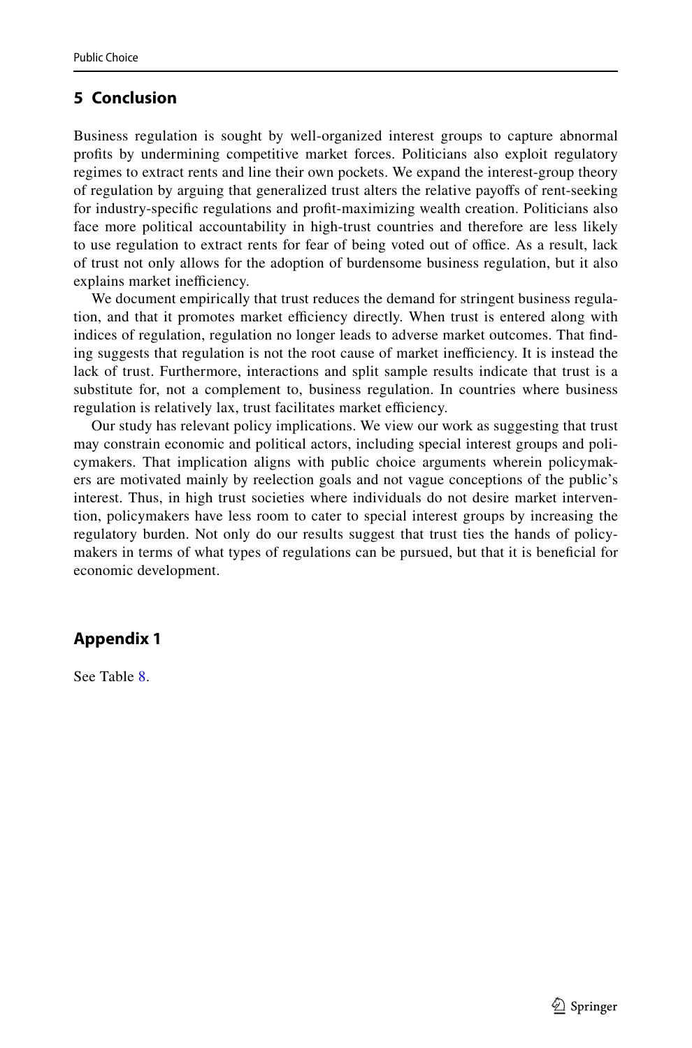## 5 Conclusion

Business regulation is sought by well-organized interest groups to capture abnormal profits by undermining competitive market forces. Politicians also exploit regulatory regimes to extract rents and line their own pockets. We expand the interest-group theory of regulation by arguing that generalized trust alters the relative payoffs of rent-seeking for industry-specific regulations and profit-maximizing wealth creation. Politicians also face more political accountability in high-trust countries and therefore are less likely to use regulation to extract rents for fear of being voted out of office. As a result, lack of trust not only allows for the adoption of burdensome business regulation, but it also explains market inefficiency.

We document empirically that trust reduces the demand for stringent business regulation, and that it promotes market efficiency directly. When trust is entered along with indices of regulation, regulation no longer leads to adverse market outcomes. That finding suggests that regulation is not the root cause of market inefficiency. It is instead the lack of trust. Furthermore, interactions and split sample results indicate that trust is a substitute for, not a complement to, business regulation. In countries where business regulation is relatively lax, trust facilitates market efficiency.

Our study has relevant policy implications. We view our work as suggesting that trust may constrain economic and political actors, including special interest groups and policymakers. That implication aligns with public choice arguments wherein policymakers are motivated mainly by reelection goals and not vague conceptions of the public's interest. Thus, in high trust societies where individuals do not desire market intervention, policymakers have less room to cater to special interest groups by increasing the regulatory burden. Not only do our results suggest that trust ties the hands of policymakers in terms of what types of regulations can be pursued, but that it is beneficial for economic development.

## Appendix 1

See Table 8.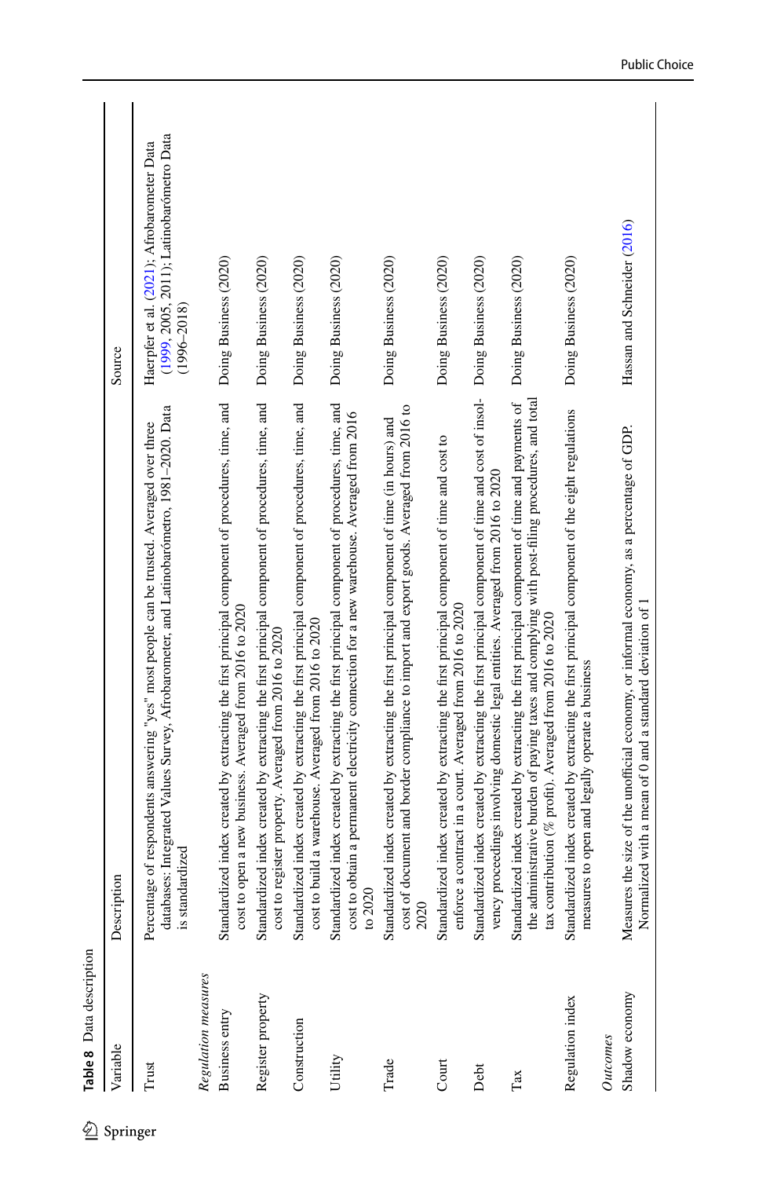**Table 8** Data description

| Variable | Description | Source |
|---|---|---|
| Trust | Percentage of respondents answering "yes" most people can be trusted. Averaged over three databases: Integrated Values Survey, Afrobarometer, and Latinobarómetro, 1981–2020. Data is standardized | Haerpfer et al. (2021); Afrobarometer Data (1999, 2005, 2011); Latinobarómetro Data (1996–2018) |
| *Regulation measures* | | |
| Business entry | Standardized index created by extracting the first principal component of procedures, time, and cost to open a new business. Averaged from 2016 to 2020 | Doing Business (2020) |
| Register property | Standardized index created by extracting the first principal component of procedures, time, and cost to register property. Averaged from 2016 to 2020 | Doing Business (2020) |
| Construction | Standardized index created by extracting the first principal component of procedures, time, and cost to build a warehouse. Averaged from 2016 to 2020 | Doing Business (2020) |
| Utility | Standardized index created by extracting the first principal component of procedures, time, and cost to obtain a permanent electricity connection for a new warehouse. Averaged from 2016 to 2020 | Doing Business (2020) |
| Trade | Standardized index created by extracting the first principal component of time (in hours) and cost of document and border compliance to import and export goods. Averaged from 2016 to 2020 | Doing Business (2020) |
| Court | Standardized index created by extracting the first principal component of time and cost to enforce a contract in a court. Averaged from 2016 to 2020 | Doing Business (2020) |
| Debt | Standardized index created by extracting the first principal component of time and cost of insolvency proceedings involving domestic legal entities. Averaged from 2016 to 2020 | Doing Business (2020) |
| Tax | Standardized index created by extracting the first principal component of time and payments of the administrative burden of paying taxes and complying with post-filing procedures, and total tax contribution (% profit). Averaged from 2016 to 2020 | Doing Business (2020) |
| Regulation index | Standardized index created by extracting the first principal component of the eight regulations measures to open and legally operate a business | Doing Business (2020) |
| *Outcomes* | | |
| Shadow economy | Measures the size of the unofficial economy, or informal economy, as a percentage of GDP. Normalized with a mean of 0 and a standard deviation of 1 | Hassan and Schneider (2016) |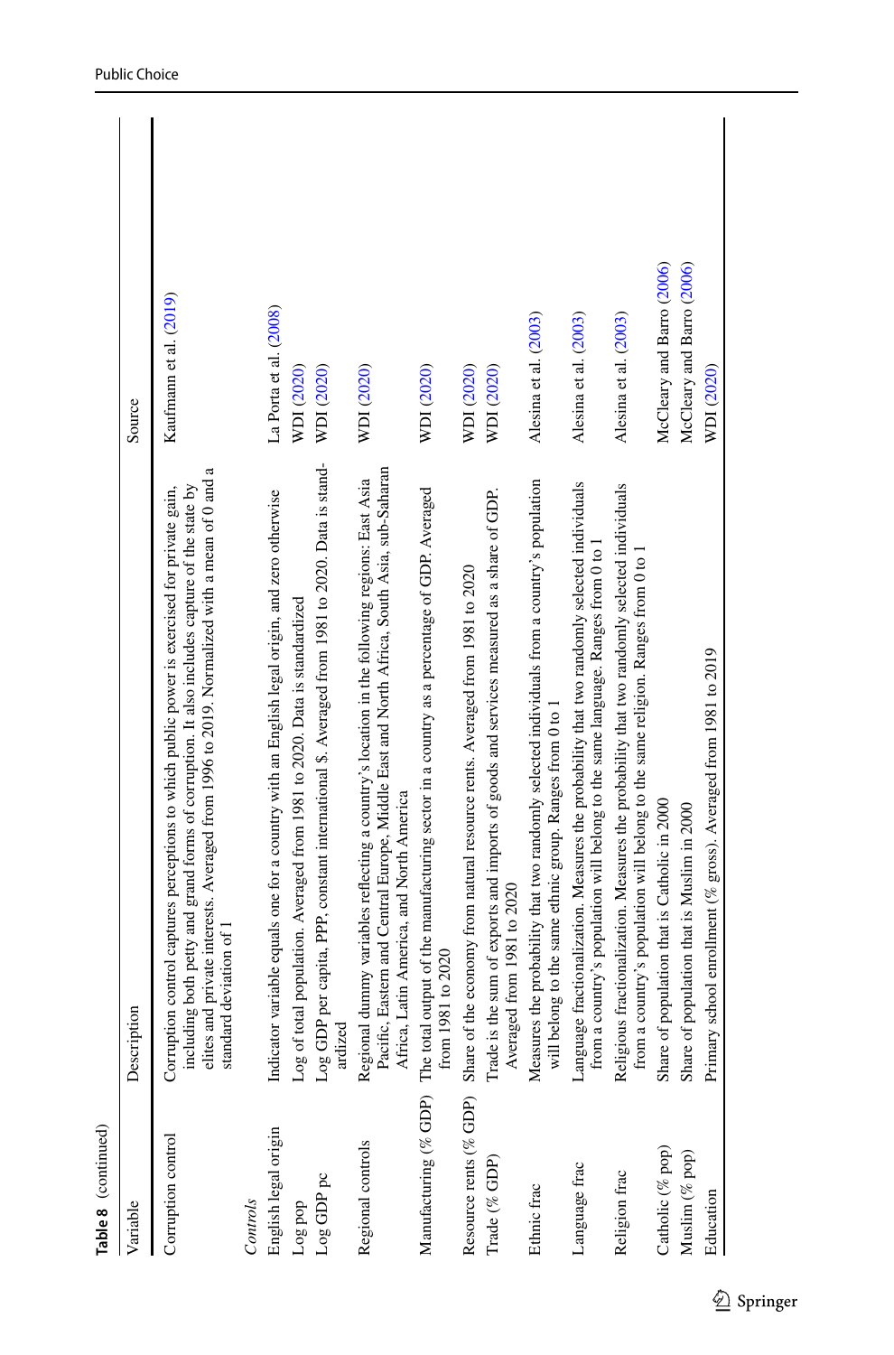**Table 8** (continued)

| Variable | Description | Source |
|---|---|---|
| Corruption control | Corruption control captures perceptions to which public power is exercised for private gain, including both petty and grand forms of corruption. It also includes capture of the state by elites and private interests. Averaged from 1996 to 2019. Normalized with a mean of 0 and a standard deviation of 1 | Kaufmann et al. (2019) |
| *Controls* | | |
| English legal origin | Indicator variable equals one for a country with an English legal origin, and zero otherwise | La Porta et al. (2008) |
| Log pop | Log of total population. Averaged from 1981 to 2020. Data is standardized | WDI (2020) |
| Log GDP pc | Log GDP per capita, PPP, constant international $. Averaged from 1981 to 2020. Data is standardized | WDI (2020) |
| Regional controls | Regional dummy variables reflecting a country's location in the following regions: East Asia Pacific, Eastern and Central Europe, Middle East and North Africa, South Asia, sub-Saharan Africa, Latin America, and North America | WDI (2020) |
| Manufacturing (% GDP) | The total output of the manufacturing sector in a country as a percentage of GDP. Averaged from 1981 to 2020 | WDI (2020) |
| Resource rents (% GDP) | Share of the economy from natural resource rents. Averaged from 1981 to 2020 | WDI (2020) |
| Trade (% GDP) | Trade is the sum of exports and imports of goods and services measured as a share of GDP. Averaged from 1981 to 2020 | WDI (2020) |
| Ethnic frac | Measures the probability that two randomly selected individuals from a country's population will belong to the same ethnic group. Ranges from 0 to 1 | Alesina et al. (2003) |
| Language frac | Language fractionalization. Measures the probability that two randomly selected individuals from a country's population will belong to the same language. Ranges from 0 to 1 | Alesina et al. (2003) |
| Religion frac | Religious fractionalization. Measures the probability that two randomly selected individuals from a country's population will belong to the same religion. Ranges from 0 to 1 | Alesina et al. (2003) |
| Catholic (% pop) | Share of population that is Catholic in 2000 | McCleary and Barro (2006) |
| Muslim (% pop) | Share of population that is Muslim in 2000 | McCleary and Barro (2006) |
| Education | Primary school enrollment (% gross). Averaged from 1981 to 2019 | WDI (2020) |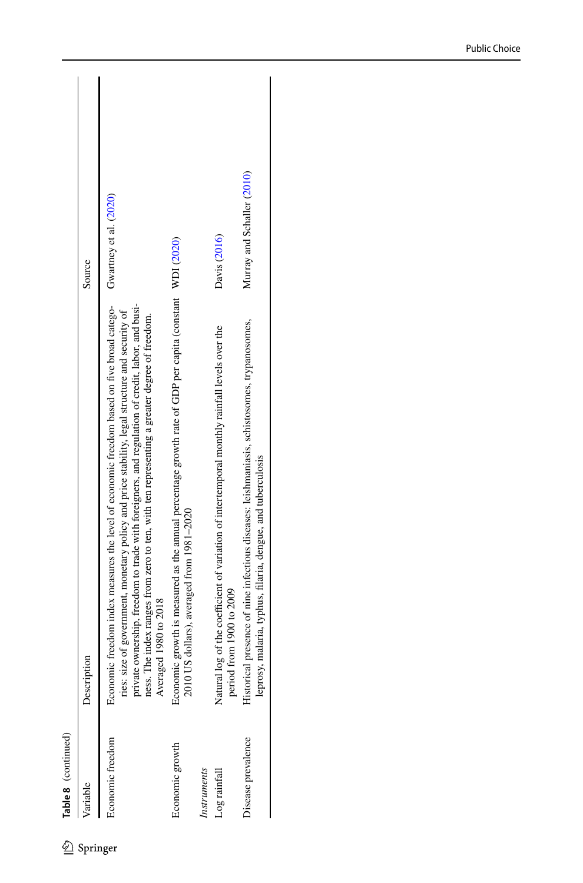**Table 8** (continued)

| Variable | Description | Source |
|---|---|---|
| Economic freedom | Economic freedom index measures the level of economic freedom based on five broad categories: size of government, monetary policy and price stability, legal structure and security of private ownership, freedom to trade with foreigners, and regulation of credit, labor, and business. The index ranges from zero to ten, with ten representing a greater degree of freedom. Averaged 1980 to 2018 | Gwartney et al. (2020) |
| Economic growth | Economic growth is measured as the annual percentage growth rate of GDP per capita (constant 2010 US dollars), averaged from 1981–2020 | WDI (2020) |
| *Instruments* | | |
| Log rainfall | Natural log of the coefficient of variation of intertemporal monthly rainfall levels over the period from 1900 to 2009 | Davis (2016) |
| Disease prevalence | Historical presence of nine infectious diseases: leishmaniasis, schistosomes, trypanosomes, leprosy, malaria, typhus, filaria, dengue, and tuberculosis | Murray and Schaller (2010) |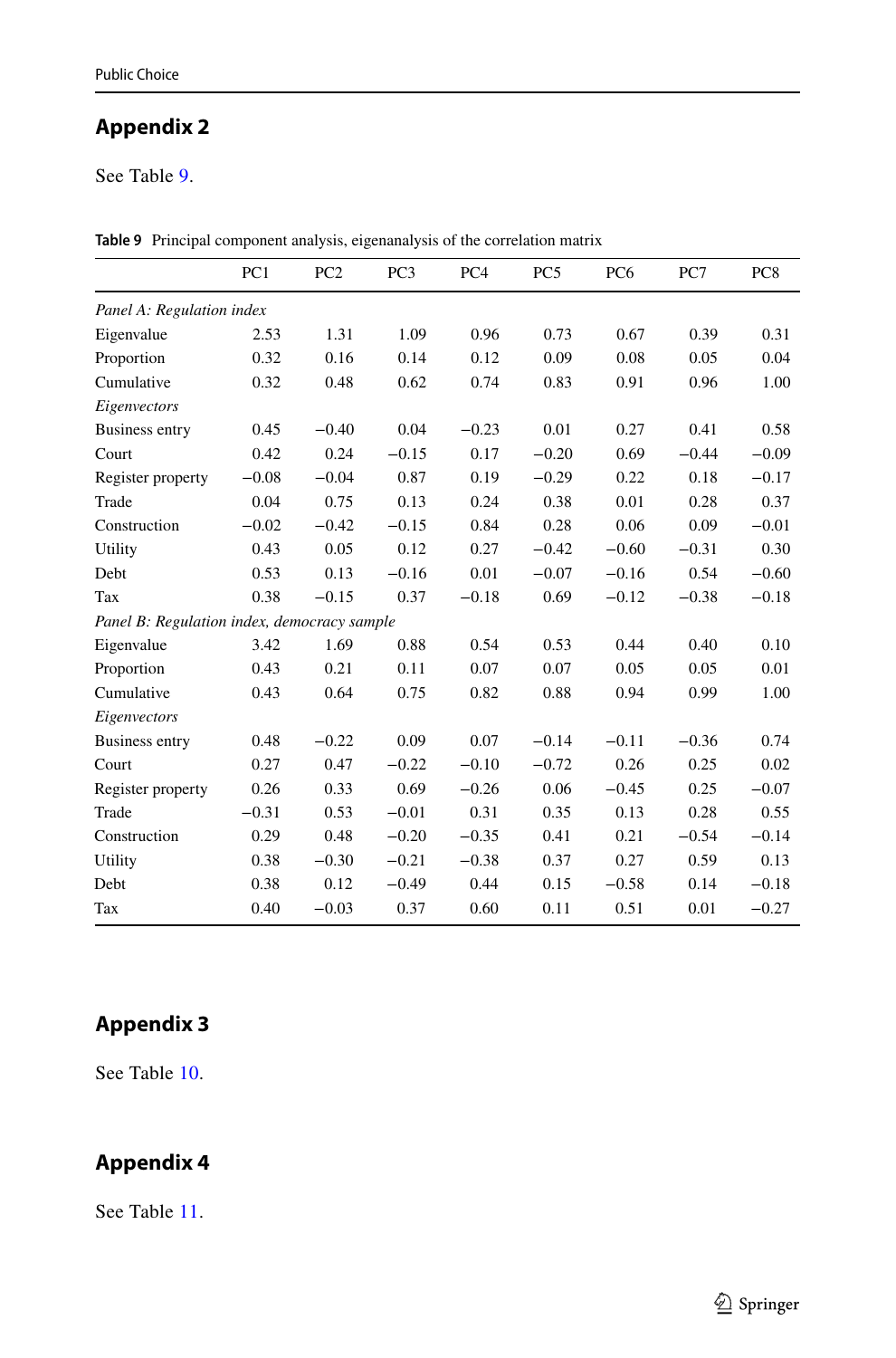## Appendix 2

See Table 9.

**Table 9** Principal component analysis, eigenanalysis of the correlation matrix

| | PC1 | PC2 | PC3 | PC4 | PC5 | PC6 | PC7 | PC8 |
|---|---|---|---|---|---|---|---|---|
| *Panel A: Regulation index* | | | | | | | | |
| Eigenvalue | 2.53 | 1.31 | 1.09 | 0.96 | 0.73 | 0.67 | 0.39 | 0.31 |
| Proportion | 0.32 | 0.16 | 0.14 | 0.12 | 0.09 | 0.08 | 0.05 | 0.04 |
| Cumulative | 0.32 | 0.48 | 0.62 | 0.74 | 0.83 | 0.91 | 0.96 | 1.00 |
| *Eigenvectors* | | | | | | | | |
| Business entry | 0.45 | −0.40 | 0.04 | −0.23 | 0.01 | 0.27 | 0.41 | 0.58 |
| Court | 0.42 | 0.24 | −0.15 | 0.17 | −0.20 | 0.69 | −0.44 | −0.09 |
| Register property | −0.08 | −0.04 | 0.87 | 0.19 | −0.29 | 0.22 | 0.18 | −0.17 |
| Trade | 0.04 | 0.75 | 0.13 | 0.24 | 0.38 | 0.01 | 0.28 | 0.37 |
| Construction | −0.02 | −0.42 | −0.15 | 0.84 | 0.28 | 0.06 | 0.09 | −0.01 |
| Utility | 0.43 | 0.05 | 0.12 | 0.27 | −0.42 | −0.60 | −0.31 | 0.30 |
| Debt | 0.53 | 0.13 | −0.16 | 0.01 | −0.07 | −0.16 | 0.54 | −0.60 |
| Tax | 0.38 | −0.15 | 0.37 | −0.18 | 0.69 | −0.12 | −0.38 | −0.18 |
| *Panel B: Regulation index, democracy sample* | | | | | | | | |
| Eigenvalue | 3.42 | 1.69 | 0.88 | 0.54 | 0.53 | 0.44 | 0.40 | 0.10 |
| Proportion | 0.43 | 0.21 | 0.11 | 0.07 | 0.07 | 0.05 | 0.05 | 0.01 |
| Cumulative | 0.43 | 0.64 | 0.75 | 0.82 | 0.88 | 0.94 | 0.99 | 1.00 |
| *Eigenvectors* | | | | | | | | |
| Business entry | 0.48 | −0.22 | 0.09 | 0.07 | −0.14 | −0.11 | −0.36 | 0.74 |
| Court | 0.27 | 0.47 | −0.22 | −0.10 | −0.72 | 0.26 | 0.25 | 0.02 |
| Register property | 0.26 | 0.33 | 0.69 | −0.26 | 0.06 | −0.45 | 0.25 | −0.07 |
| Trade | −0.31 | 0.53 | −0.01 | 0.31 | 0.35 | 0.13 | 0.28 | 0.55 |
| Construction | 0.29 | 0.48 | −0.20 | −0.35 | 0.41 | 0.21 | −0.54 | −0.14 |
| Utility | 0.38 | −0.30 | −0.21 | −0.38 | 0.37 | 0.27 | 0.59 | 0.13 |
| Debt | 0.38 | 0.12 | −0.49 | 0.44 | 0.15 | −0.58 | 0.14 | −0.18 |
| Tax | 0.40 | −0.03 | 0.37 | 0.60 | 0.11 | 0.51 | 0.01 | −0.27 |

## Appendix 3

See Table 10.

## Appendix 4

See Table 11.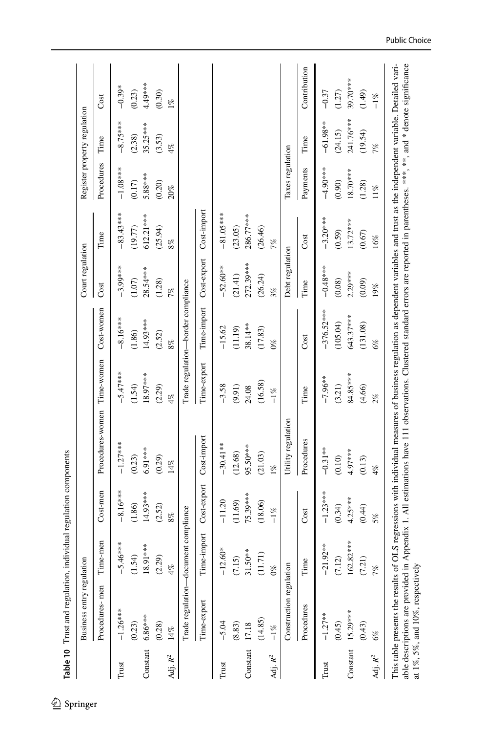**Table 10** Trust and regulation, individual regulation components

| | Business entry regulation | | | | | | Court regulation | | Register property regulation | | |
|---|---|---|---|---|---|---|---|---|---|---|---|
| | Procedures- men | Time-men | Cost-men | Procedures-women | Time-women | Cost-women | Cost | Time | Procedures | Time | Cost |
| Trust | −1.26*** | −5.46*** | −8.16*** | −1.27*** | −5.47*** | −8.16*** | −3.99*** | −83.43*** | −1.08*** | −8.75*** | −0.39* |
| | (0.23) | (1.54) | (1.86) | (0.23) | (1.54) | (1.86) | (1.07) | (19.77) | (0.17) | (2.38) | (0.23) |
| Constant | 6.86*** | 18.91*** | 14.93*** | 6.91*** | 18.97*** | 14.93*** | 28.54*** | 612.21*** | 5.88*** | 35.25*** | 4.49*** |
| | (0.28) | (2.29) | (2.52) | (0.29) | (2.29) | (2.52) | (1.28) | (25.94) | (0.20) | (3.53) | (0.30) |
| Adj. $R^2$ | 14% | 4% | 8% | 14% | 4% | 8% | 7% | 8% | 20% | 4% | 1% |

| | Trade regulation—document compliance | | | | Trade regulation—border compliance | | | |
|---|---|---|---|---|---|---|---|---|
| | Time-export | Time-import | Cost-export | Cost-import | Time-export | Time-import | Cost-export | Cost-import |
| Trust | −5.04 | −12.60* | −11.20 | −30.41** | −3.58 | −15.62 | −52.60** | −81.05*** |
| | (8.83) | (7.15) | (11.69) | (12.68) | (9.91) | (11.19) | (21.41) | (23.05) |
| Constant | 17.18 | 31.50** | 75.39*** | 95.50*** | 24.08 | 38.14** | 272.39*** | 286.77*** |
| | (14.85) | (11.71) | (18.06) | (21.03) | (16.58) | (17.83) | (26.24) | (26.46) |
| Adj. $R^2$ | −1% | 0% | −1% | 1% | −1% | 0% | 3% | 7% |

| | Construction regulation | | | Utility regulation | | | Debt regulation | | Taxes regulation | | |
|---|---|---|---|---|---|---|---|---|---|---|---|
| | Procedures | Time | Cost | Procedures | Time | Cost | Time | Cost | Payments | Time | Contribution |
| Trust | −1.27** | −21.92** | −1.23*** | −0.31** | −7.96** | −376.52*** | −0.48*** | −3.20*** | −4.90*** | −61.98** | −0.37 |
| | (0.45) | (7.12) | (0.34) | (0.10) | (3.21) | (105.04) | (0.08) | (0.59) | (0.90) | (24.15) | (1.27) |
| Constant | 15.29*** | 162.82*** | 4.25*** | 4.97*** | 84.85*** | 643.37*** | 2.29*** | 13.72*** | 18.70*** | 241.76*** | 39.70*** |
| | (0.43) | (7.21) | (0.44) | (0.13) | (4.66) | (131.08) | (0.09) | (0.67) | (1.28) | (19.54) | (1.49) |
| Adj. $R^2$ | 6% | 7% | 5% | 4% | 2% | 6% | 19% | 16% | 11% | 7% | −1% |

This table presents the results of OLS regressions with individual measures of business regulation as dependent variables and trust as the independent variable. Detailed variable descriptions are provided in Appendix 1. All estimations have 111 observations. Clustered standard errors are reported in parentheses. ***, **, and * denote significance at 1%, 5%, and 10%, respectively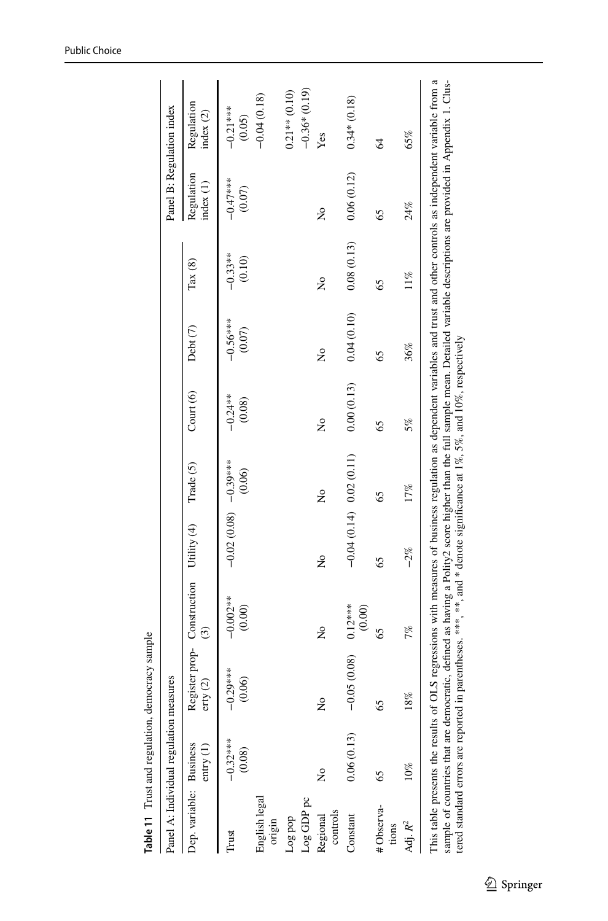**Table 11** Trust and regulation, democracy sample

| | Panel A: Individual regulation measures | | | | | | | | Panel B: Regulation index | |
|---|---|---|---|---|---|---|---|---|---|---|
| Dep. variable: | Business entry (1) | Register property (2) | Construction (3) | Utility (4) | Trade (5) | Court (6) | Debt (7) | Tax (8) | Regulation index (1) | Regulation index (2) |
| Trust | −0.32*** (0.08) | −0.29*** (0.06) | −0.002** (0.00) | −0.02 (0.08) | −0.39*** (0.06) | −0.24** (0.08) | −0.56*** (0.07) | −0.33** (0.10) | −0.47*** (0.07) | −0.21*** (0.05) |
| English legal origin | | | | | | | | | | −0.04 (0.18) |
| Log pop | | | | | | | | | | 0.21** (0.10) |
| Log GDP pc | | | | | | | | | | −0.36* (0.19) |
| Regional controls | No | No | No | No | No | No | No | No | No | Yes |
| Constant | 0.06 (0.13) | −0.05 (0.08) | 0.12*** (0.00) | −0.04 (0.14) | 0.02 (0.11) | 0.00 (0.13) | 0.04 (0.10) | 0.08 (0.13) | 0.06 (0.12) | 0.34* (0.18) |
| # Observations | 65 | 65 | 65 | 65 | 65 | 65 | 65 | 65 | 65 | 64 |
| Adj. $R^2$ | 10% | 18% | 7% | −2% | 17% | 5% | 36% | 11% | 24% | 65% |

This table presents the results of OLS regressions with measures of business regulation as dependent variables and trust and other controls as independent variable from a sample of countries that are democratic, defined as having a Polity2 score higher than the full sample mean. Detailed variable descriptions are provided in Appendix 1. Clustered standard errors are reported in parentheses. ***, **, and * denote significance at 1%, 5%, and 10%, respectively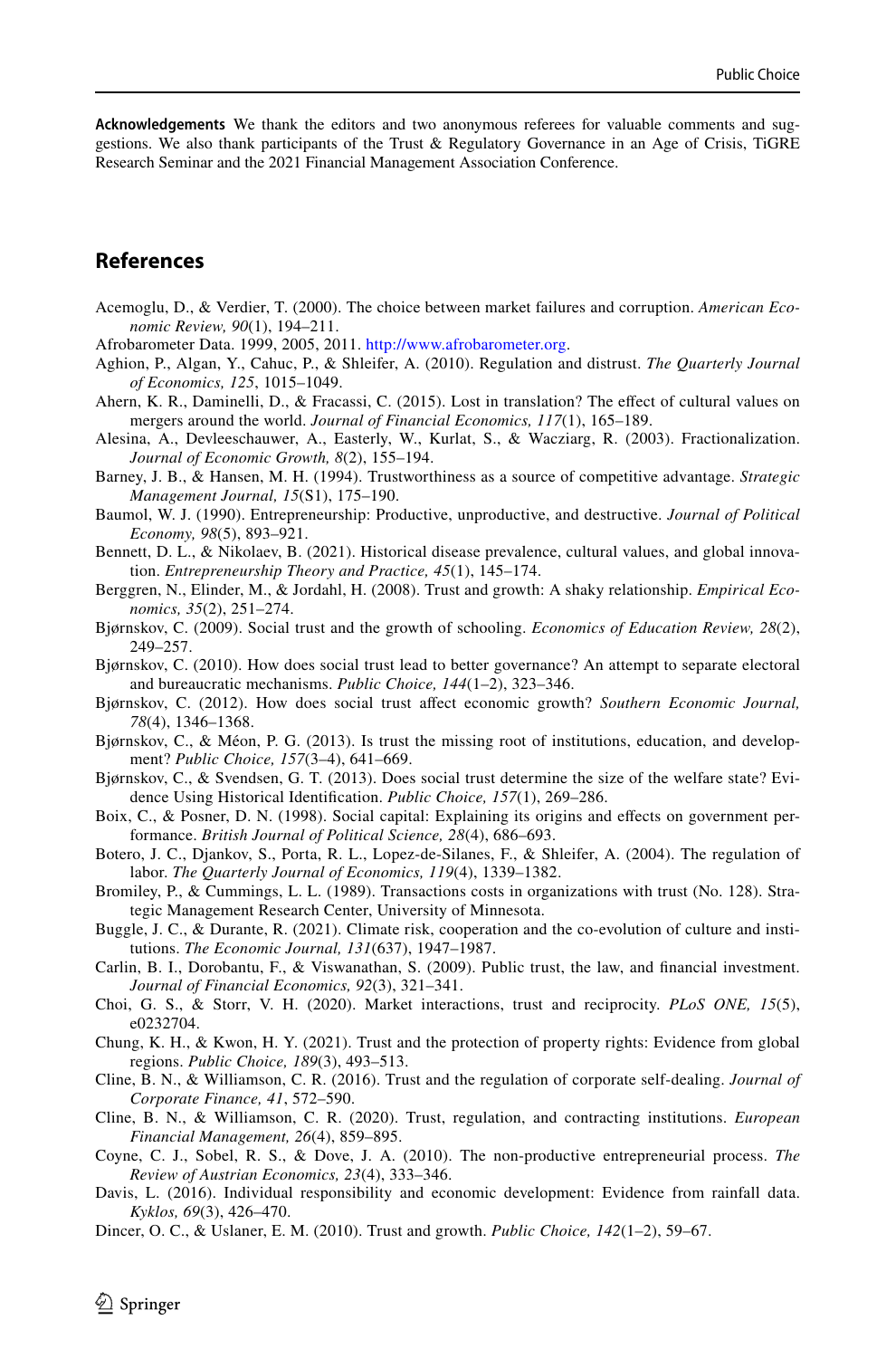**Acknowledgements** We thank the editors and two anonymous referees for valuable comments and suggestions. We also thank participants of the Trust & Regulatory Governance in an Age of Crisis, TiGRE Research Seminar and the 2021 Financial Management Association Conference.

## References

Acemoglu, D., & Verdier, T. (2000). The choice between market failures and corruption. *American Economic Review, 90*(1), 194–211.

Afrobarometer Data. 1999, 2005, 2011. http://www.afrobarometer.org.

Aghion, P., Algan, Y., Cahuc, P., & Shleifer, A. (2010). Regulation and distrust. *The Quarterly Journal of Economics, 125*, 1015–1049.

Ahern, K. R., Daminelli, D., & Fracassi, C. (2015). Lost in translation? The effect of cultural values on mergers around the world. *Journal of Financial Economics, 117*(1), 165–189.

Alesina, A., Devleeschauwer, A., Easterly, W., Kurlat, S., & Wacziarg, R. (2003). Fractionalization. *Journal of Economic Growth, 8*(2), 155–194.

Barney, J. B., & Hansen, M. H. (1994). Trustworthiness as a source of competitive advantage. *Strategic Management Journal, 15*(S1), 175–190.

Baumol, W. J. (1990). Entrepreneurship: Productive, unproductive, and destructive. *Journal of Political Economy, 98*(5), 893–921.

Bennett, D. L., & Nikolaev, B. (2021). Historical disease prevalence, cultural values, and global innovation. *Entrepreneurship Theory and Practice, 45*(1), 145–174.

Berggren, N., Elinder, M., & Jordahl, H. (2008). Trust and growth: A shaky relationship. *Empirical Economics, 35*(2), 251–274.

Bjørnskov, C. (2009). Social trust and the growth of schooling. *Economics of Education Review, 28*(2), 249–257.

Bjørnskov, C. (2010). How does social trust lead to better governance? An attempt to separate electoral and bureaucratic mechanisms. *Public Choice, 144*(1–2), 323–346.

Bjørnskov, C. (2012). How does social trust affect economic growth? *Southern Economic Journal, 78*(4), 1346–1368.

Bjørnskov, C., & Méon, P. G. (2013). Is trust the missing root of institutions, education, and development? *Public Choice, 157*(3–4), 641–669.

Bjørnskov, C., & Svendsen, G. T. (2013). Does social trust determine the size of the welfare state? Evidence Using Historical Identification. *Public Choice, 157*(1), 269–286.

Boix, C., & Posner, D. N. (1998). Social capital: Explaining its origins and effects on government performance. *British Journal of Political Science, 28*(4), 686–693.

Botero, J. C., Djankov, S., Porta, R. L., Lopez-de-Silanes, F., & Shleifer, A. (2004). The regulation of labor. *The Quarterly Journal of Economics, 119*(4), 1339–1382.

Bromiley, P., & Cummings, L. L. (1989). Transactions costs in organizations with trust (No. 128). Strategic Management Research Center, University of Minnesota.

Buggle, J. C., & Durante, R. (2021). Climate risk, cooperation and the co-evolution of culture and institutions. *The Economic Journal, 131*(637), 1947–1987.

Carlin, B. I., Dorobantu, F., & Viswanathan, S. (2009). Public trust, the law, and financial investment. *Journal of Financial Economics, 92*(3), 321–341.

Choi, G. S., & Storr, V. H. (2020). Market interactions, trust and reciprocity. *PLoS ONE, 15*(5), e0232704.

Chung, K. H., & Kwon, H. Y. (2021). Trust and the protection of property rights: Evidence from global regions. *Public Choice, 189*(3), 493–513.

Cline, B. N., & Williamson, C. R. (2016). Trust and the regulation of corporate self-dealing. *Journal of Corporate Finance, 41*, 572–590.

Cline, B. N., & Williamson, C. R. (2020). Trust, regulation, and contracting institutions. *European Financial Management, 26*(4), 859–895.

Coyne, C. J., Sobel, R. S., & Dove, J. A. (2010). The non-productive entrepreneurial process. *The Review of Austrian Economics, 23*(4), 333–346.

Davis, L. (2016). Individual responsibility and economic development: Evidence from rainfall data. *Kyklos, 69*(3), 426–470.

Dincer, O. C., & Uslaner, E. M. (2010). Trust and growth. *Public Choice, 142*(1–2), 59–67.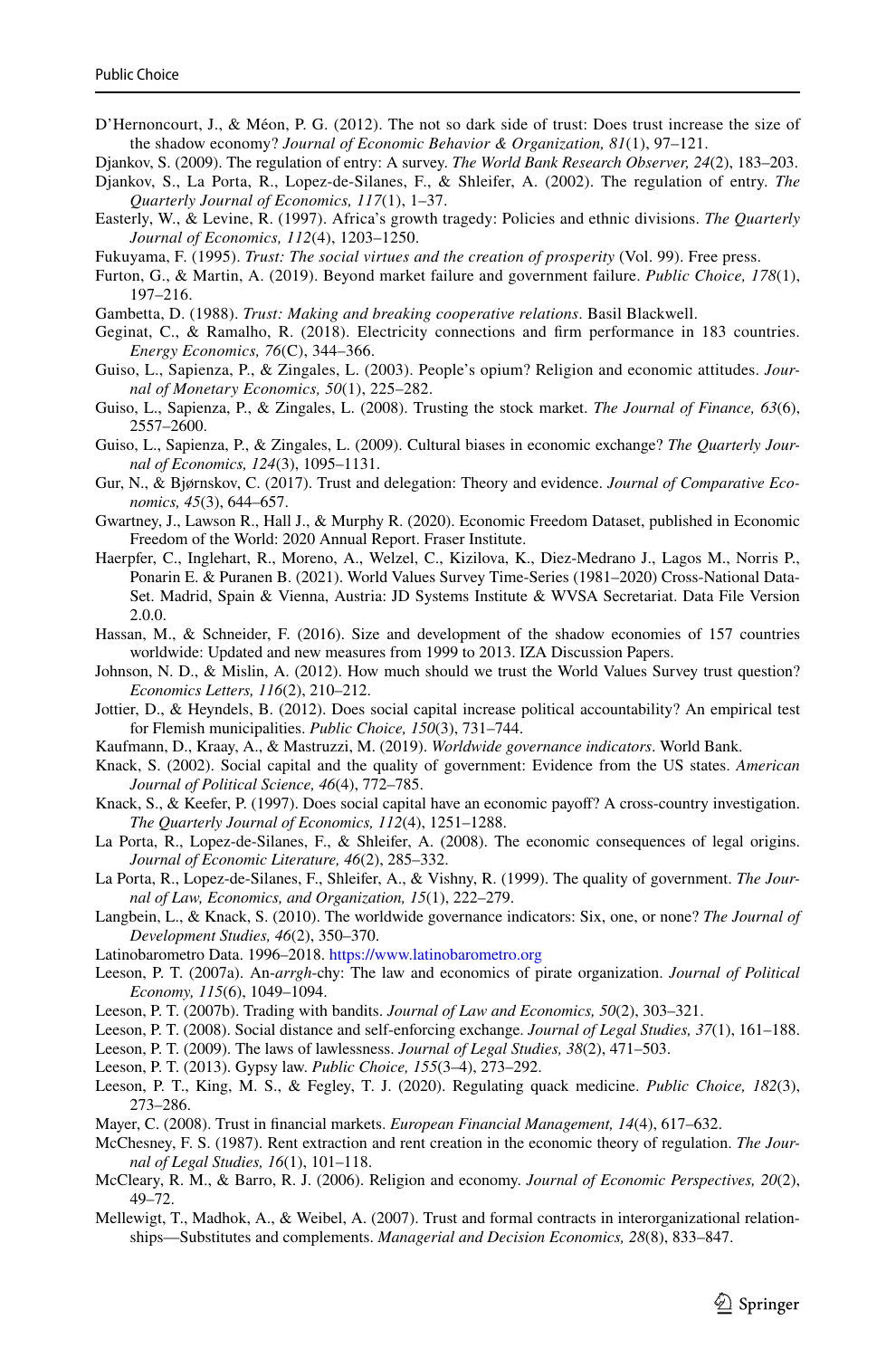D'Hernoncourt, J., & Méon, P. G. (2012). The not so dark side of trust: Does trust increase the size of the shadow economy? *Journal of Economic Behavior & Organization, 81*(1), 97–121.

Djankov, S. (2009). The regulation of entry: A survey. *The World Bank Research Observer, 24*(2), 183–203.

Djankov, S., La Porta, R., Lopez-de-Silanes, F., & Shleifer, A. (2002). The regulation of entry. *The Quarterly Journal of Economics, 117*(1), 1–37.

Easterly, W., & Levine, R. (1997). Africa's growth tragedy: Policies and ethnic divisions. *The Quarterly Journal of Economics, 112*(4), 1203–1250.

Fukuyama, F. (1995). *Trust: The social virtues and the creation of prosperity* (Vol. 99). Free press.

Furton, G., & Martin, A. (2019). Beyond market failure and government failure. *Public Choice, 178*(1), 197–216.

Gambetta, D. (1988). *Trust: Making and breaking cooperative relations*. Basil Blackwell.

Geginat, C., & Ramalho, R. (2018). Electricity connections and firm performance in 183 countries. *Energy Economics, 76*(C), 344–366.

Guiso, L., Sapienza, P., & Zingales, L. (2003). People's opium? Religion and economic attitudes. *Journal of Monetary Economics, 50*(1), 225–282.

Guiso, L., Sapienza, P., & Zingales, L. (2008). Trusting the stock market. *The Journal of Finance, 63*(6), 2557–2600.

Guiso, L., Sapienza, P., & Zingales, L. (2009). Cultural biases in economic exchange? *The Quarterly Journal of Economics, 124*(3), 1095–1131.

Gur, N., & Bjørnskov, C. (2017). Trust and delegation: Theory and evidence. *Journal of Comparative Economics, 45*(3), 644–657.

Gwartney, J., Lawson R., Hall J., & Murphy R. (2020). Economic Freedom Dataset, published in Economic Freedom of the World: 2020 Annual Report. Fraser Institute.

Haerpfer, C., Inglehart, R., Moreno, A., Welzel, C., Kizilova, K., Diez-Medrano J., Lagos M., Norris P., Ponarin E. & Puranen B. (2021). World Values Survey Time-Series (1981–2020) Cross-National Data-Set. Madrid, Spain & Vienna, Austria: JD Systems Institute & WVSA Secretariat. Data File Version 2.0.0.

Hassan, M., & Schneider, F. (2016). Size and development of the shadow economies of 157 countries worldwide: Updated and new measures from 1999 to 2013. IZA Discussion Papers.

Johnson, N. D., & Mislin, A. (2012). How much should we trust the World Values Survey trust question? *Economics Letters, 116*(2), 210–212.

Jottier, D., & Heyndels, B. (2012). Does social capital increase political accountability? An empirical test for Flemish municipalities. *Public Choice, 150*(3), 731–744.

Kaufmann, D., Kraay, A., & Mastruzzi, M. (2019). *Worldwide governance indicators*. World Bank.

Knack, S. (2002). Social capital and the quality of government: Evidence from the US states. *American Journal of Political Science, 46*(4), 772–785.

Knack, S., & Keefer, P. (1997). Does social capital have an economic payoff? A cross-country investigation. *The Quarterly Journal of Economics, 112*(4), 1251–1288.

La Porta, R., Lopez-de-Silanes, F., & Shleifer, A. (2008). The economic consequences of legal origins. *Journal of Economic Literature, 46*(2), 285–332.

La Porta, R., Lopez-de-Silanes, F., Shleifer, A., & Vishny, R. (1999). The quality of government. *The Journal of Law, Economics, and Organization, 15*(1), 222–279.

Langbein, L., & Knack, S. (2010). The worldwide governance indicators: Six, one, or none? *The Journal of Development Studies, 46*(2), 350–370.

Latinobarometro Data. 1996–2018. https://www.latinobarometro.org

Leeson, P. T. (2007a). An-*arrgh*-chy: The law and economics of pirate organization. *Journal of Political Economy, 115*(6), 1049–1094.

Leeson, P. T. (2007b). Trading with bandits. *Journal of Law and Economics, 50*(2), 303–321.

Leeson, P. T. (2008). Social distance and self-enforcing exchange. *Journal of Legal Studies, 37*(1), 161–188.

Leeson, P. T. (2009). The laws of lawlessness. *Journal of Legal Studies, 38*(2), 471–503.

Leeson, P. T. (2013). Gypsy law. *Public Choice, 155*(3–4), 273–292.

Leeson, P. T., King, M. S., & Fegley, T. J. (2020). Regulating quack medicine. *Public Choice, 182*(3), 273–286.

Mayer, C. (2008). Trust in financial markets. *European Financial Management, 14*(4), 617–632.

McChesney, F. S. (1987). Rent extraction and rent creation in the economic theory of regulation. *The Journal of Legal Studies, 16*(1), 101–118.

McCleary, R. M., & Barro, R. J. (2006). Religion and economy. *Journal of Economic Perspectives, 20*(2), 49–72.

Mellewigt, T., Madhok, A., & Weibel, A. (2007). Trust and formal contracts in interorganizational relationships—Substitutes and complements. *Managerial and Decision Economics, 28*(8), 833–847.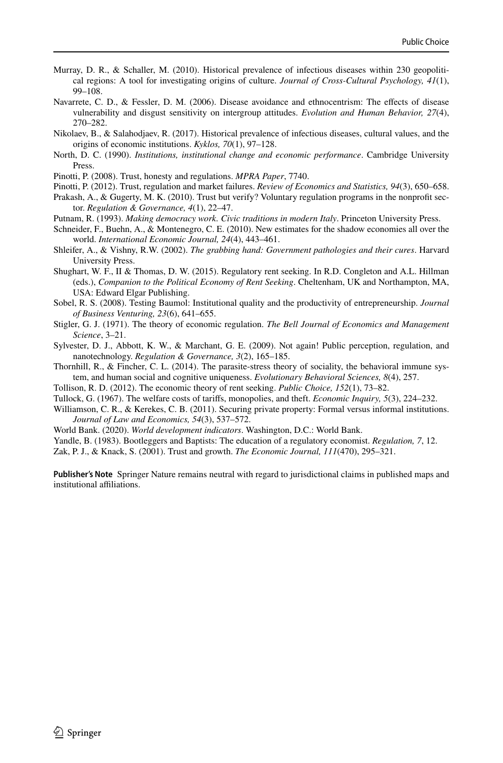Murray, D. R., & Schaller, M. (2010). Historical prevalence of infectious diseases within 230 geopolitical regions: A tool for investigating origins of culture. *Journal of Cross-Cultural Psychology, 41*(1), 99–108.

Navarrete, C. D., & Fessler, D. M. (2006). Disease avoidance and ethnocentrism: The effects of disease vulnerability and disgust sensitivity on intergroup attitudes. *Evolution and Human Behavior, 27*(4), 270–282.

Nikolaev, B., & Salahodjaev, R. (2017). Historical prevalence of infectious diseases, cultural values, and the origins of economic institutions. *Kyklos, 70*(1), 97–128.

North, D. C. (1990). *Institutions, institutional change and economic performance*. Cambridge University Press.

Pinotti, P. (2008). Trust, honesty and regulations. *MPRA Paper*, 7740.

Pinotti, P. (2012). Trust, regulation and market failures. *Review of Economics and Statistics, 94*(3), 650–658.

Prakash, A., & Gugerty, M. K. (2010). Trust but verify? Voluntary regulation programs in the nonprofit sector. *Regulation & Governance, 4*(1), 22–47.

Putnam, R. (1993). *Making democracy work. Civic traditions in modern Italy*. Princeton University Press.

Schneider, F., Buehn, A., & Montenegro, C. E. (2010). New estimates for the shadow economies all over the world. *International Economic Journal, 24*(4), 443–461.

Shleifer, A., & Vishny, R.W. (2002). *The grabbing hand: Government pathologies and their cures*. Harvard University Press.

Shughart, W. F., II & Thomas, D. W. (2015). Regulatory rent seeking. In R.D. Congleton and A.L. Hillman (eds.), *Companion to the Political Economy of Rent Seeking*. Cheltenham, UK and Northampton, MA, USA: Edward Elgar Publishing.

Sobel, R. S. (2008). Testing Baumol: Institutional quality and the productivity of entrepreneurship. *Journal of Business Venturing, 23*(6), 641–655.

Stigler, G. J. (1971). The theory of economic regulation. *The Bell Journal of Economics and Management Science*, 3–21.

Sylvester, D. J., Abbott, K. W., & Marchant, G. E. (2009). Not again! Public perception, regulation, and nanotechnology. *Regulation & Governance, 3*(2), 165–185.

Thornhill, R., & Fincher, C. L. (2014). The parasite-stress theory of sociality, the behavioral immune system, and human social and cognitive uniqueness. *Evolutionary Behavioral Sciences, 8*(4), 257.

Tollison, R. D. (2012). The economic theory of rent seeking. *Public Choice, 152*(1), 73–82.

Tullock, G. (1967). The welfare costs of tariffs, monopolies, and theft. *Economic Inquiry, 5*(3), 224–232.

Williamson, C. R., & Kerekes, C. B. (2011). Securing private property: Formal versus informal institutions. *Journal of Law and Economics, 54*(3), 537–572.

World Bank. (2020). *World development indicators*. Washington, D.C.: World Bank.

Yandle, B. (1983). Bootleggers and Baptists: The education of a regulatory economist. *Regulation, 7*, 12.

Zak, P. J., & Knack, S. (2001). Trust and growth. *The Economic Journal, 111*(470), 295–321.

**Publisher's Note** Springer Nature remains neutral with regard to jurisdictional claims in published maps and institutional affiliations.